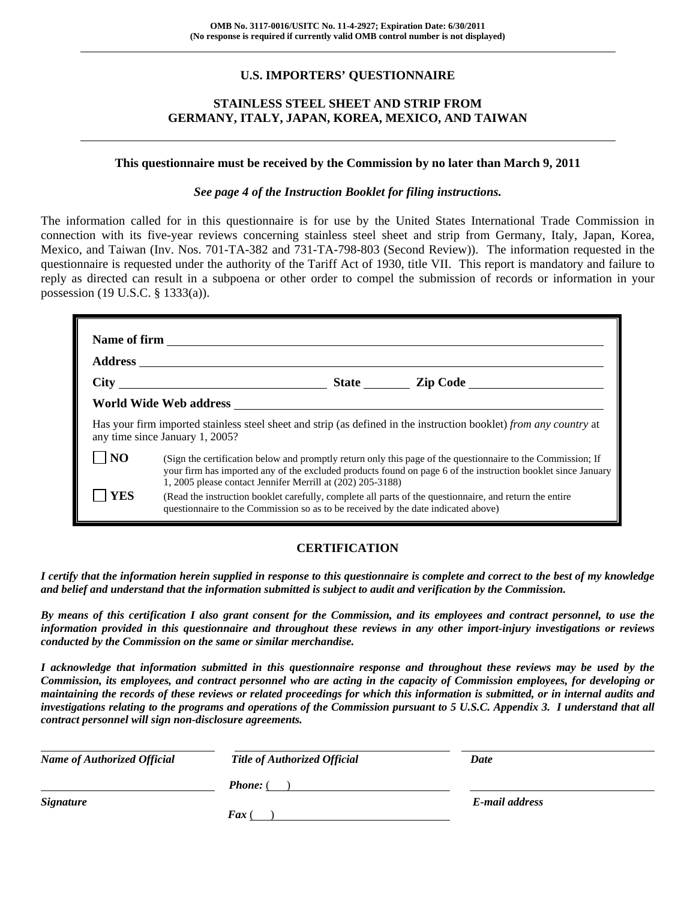OMB No. 3117-0016/USITC No. 11-4-2927; Expiration Date: 6/30/2011
(No response is required if currently valid OMB control number is not displayed)

# U.S. IMPORTERS' QUESTIONNAIRE

## STAINLESS STEEL SHEET AND STRIP FROM GERMANY, ITALY, JAPAN, KOREA, MEXICO, AND TAIWAN

**This questionnaire must be received by the Commission by no later than March 9, 2011**

***See page 4 of the Instruction Booklet for filing instructions.***

The information called for in this questionnaire is for use by the United States International Trade Commission in connection with its five-year reviews concerning stainless steel sheet and strip from Germany, Italy, Japan, Korea, Mexico, and Taiwan (Inv. Nos. 701-TA-382 and 731-TA-798-803 (Second Review)). The information requested in the questionnaire is requested under the authority of the Tariff Act of 1930, title VII. This report is mandatory and failure to reply as directed can result in a subpoena or other order to compel the submission of records or information in your possession (19 U.S.C. § 1333(a)).

**Name of firm** ______________________________

**Address** ______________________________

**City** ______________ **State** ________ **Zip Code** ______________

**World Wide Web address** ______________________________

Has your firm imported stainless steel sheet and strip (as defined in the instruction booklet) *from any country* at any time since January 1, 2005?

☐ **NO** (Sign the certification below and promptly return only this page of the questionnaire to the Commission; If your firm has imported any of the excluded products found on page 6 of the instruction booklet since January 1, 2005 please contact Jennifer Merrill at (202) 205-3188)

☐ **YES** (Read the instruction booklet carefully, complete all parts of the questionnaire, and return the entire questionnaire to the Commission so as to be received by the date indicated above)

## CERTIFICATION

***I certify that the information herein supplied in response to this questionnaire is complete and correct to the best of my knowledge and belief and understand that the information submitted is subject to audit and verification by the Commission.***

***By means of this certification I also grant consent for the Commission, and its employees and contract personnel, to use the information provided in this questionnaire and throughout these reviews in any other import-injury investigations or reviews conducted by the Commission on the same or similar merchandise.***

***I acknowledge that information submitted in this questionnaire response and throughout these reviews may be used by the Commission, its employees, and contract personnel who are acting in the capacity of Commission employees, for developing or maintaining the records of these reviews or related proceedings for which this information is submitted, or in internal audits and investigations relating to the programs and operations of the Commission pursuant to 5 U.S.C. Appendix 3. I understand that all contract personnel will sign non-disclosure agreements.***

| ______________________ | ______________________ | ______________________ |
|---|---|---|
| ***Name of Authorized Official*** | ***Title of Authorized Official*** | ***Date*** |
| ______________________ | ***Phone:*** ( ) ______________ | ______________________ |
| ***Signature*** | ***Fax*** ( ) ______________ | ***E-mail address*** |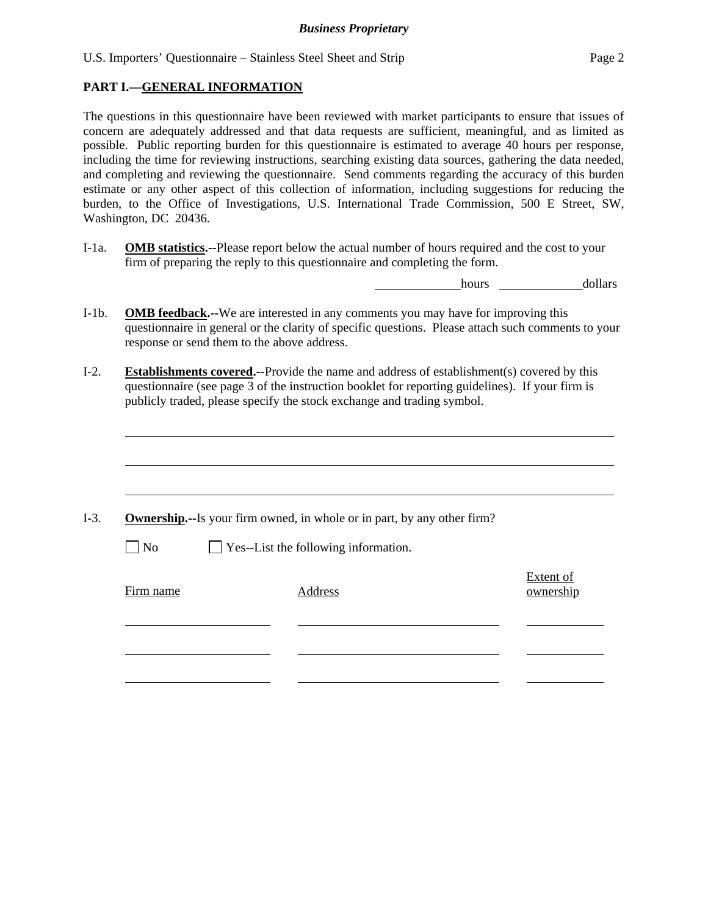## PART I.—GENERAL INFORMATION

The questions in this questionnaire have been reviewed with market participants to ensure that issues of concern are adequately addressed and that data requests are sufficient, meaningful, and as limited as possible. Public reporting burden for this questionnaire is estimated to average 40 hours per response, including the time for reviewing instructions, searching existing data sources, gathering the data needed, and completing and reviewing the questionnaire. Send comments regarding the accuracy of this burden estimate or any other aspect of this collection of information, including suggestions for reducing the burden, to the Office of Investigations, U.S. International Trade Commission, 500 E Street, SW, Washington, DC 20436.

I-1a. **OMB statistics.**--Please report below the actual number of hours required and the cost to your firm of preparing the reply to this questionnaire and completing the form.

______ hours ______ dollars

I-1b. **OMB feedback.**--We are interested in any comments you may have for improving this questionnaire in general or the clarity of specific questions. Please attach such comments to your response or send them to the above address.

I-2. **Establishments covered.**--Provide the name and address of establishment(s) covered by this questionnaire (see page 3 of the instruction booklet for reporting guidelines). If your firm is publicly traded, please specify the stock exchange and trading symbol.

______________________________

______________________________

______________________________

I-3. **Ownership.**--Is your firm owned, in whole or in part, by any other firm?

☐ No ☐ Yes--List the following information.

| Firm name | Address | Extent of ownership |
|---|---|---|
| | | |
| | | |
| | | |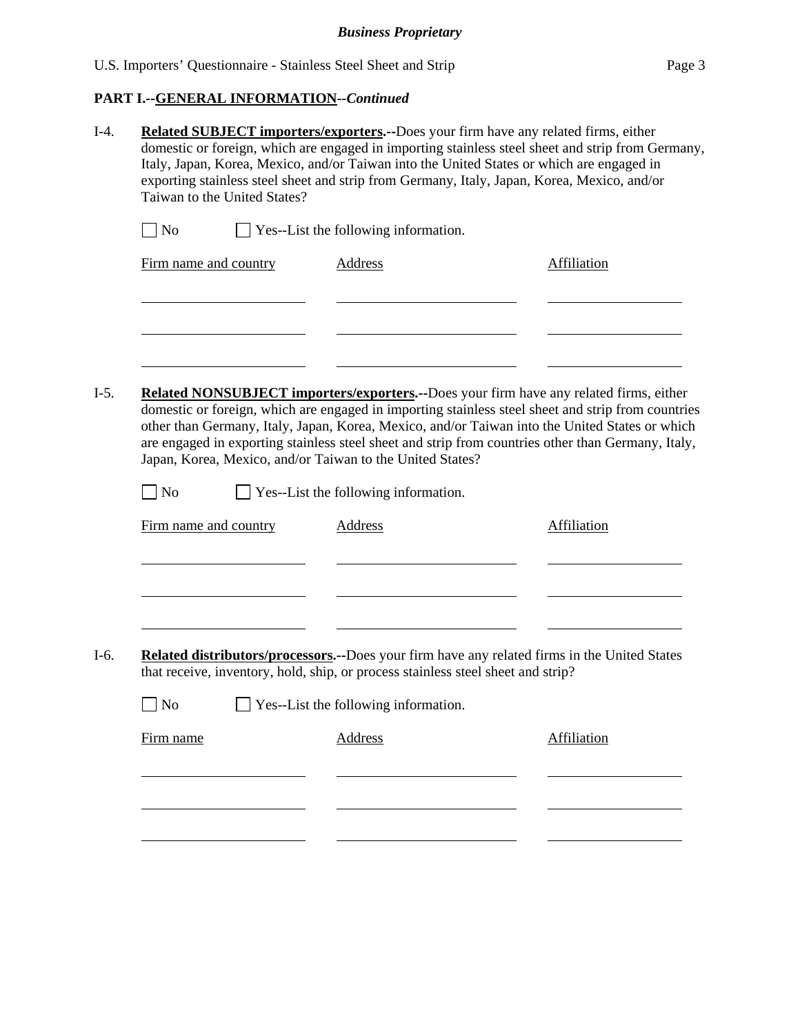**PART I.--GENERAL INFORMATION--*Continued***

I-4. **Related SUBJECT importers/exporters.**--Does your firm have any related firms, either domestic or foreign, which are engaged in importing stainless steel sheet and strip from Germany, Italy, Japan, Korea, Mexico, and/or Taiwan into the United States or which are engaged in exporting stainless steel sheet and strip from Germany, Italy, Japan, Korea, Mexico, and/or Taiwan to the United States?

☐ No ☐ Yes--List the following information.

| Firm name and country | Address | Affiliation |
| --- | --- | --- |
| | | |
| | | |
| | | |

I-5. **Related NONSUBJECT importers/exporters.**--Does your firm have any related firms, either domestic or foreign, which are engaged in importing stainless steel sheet and strip from countries other than Germany, Italy, Japan, Korea, Mexico, and/or Taiwan into the United States or which are engaged in exporting stainless steel sheet and strip from countries other than Germany, Italy, Japan, Korea, Mexico, and/or Taiwan to the United States?

☐ No ☐ Yes--List the following information.

| Firm name and country | Address | Affiliation |
| --- | --- | --- |
| | | |
| | | |
| | | |

I-6. **Related distributors/processors.**--Does your firm have any related firms in the United States that receive, inventory, hold, ship, or process stainless steel sheet and strip?

☐ No ☐ Yes--List the following information.

| Firm name | Address | Affiliation |
| --- | --- | --- |
| | | |
| | | |
| | | |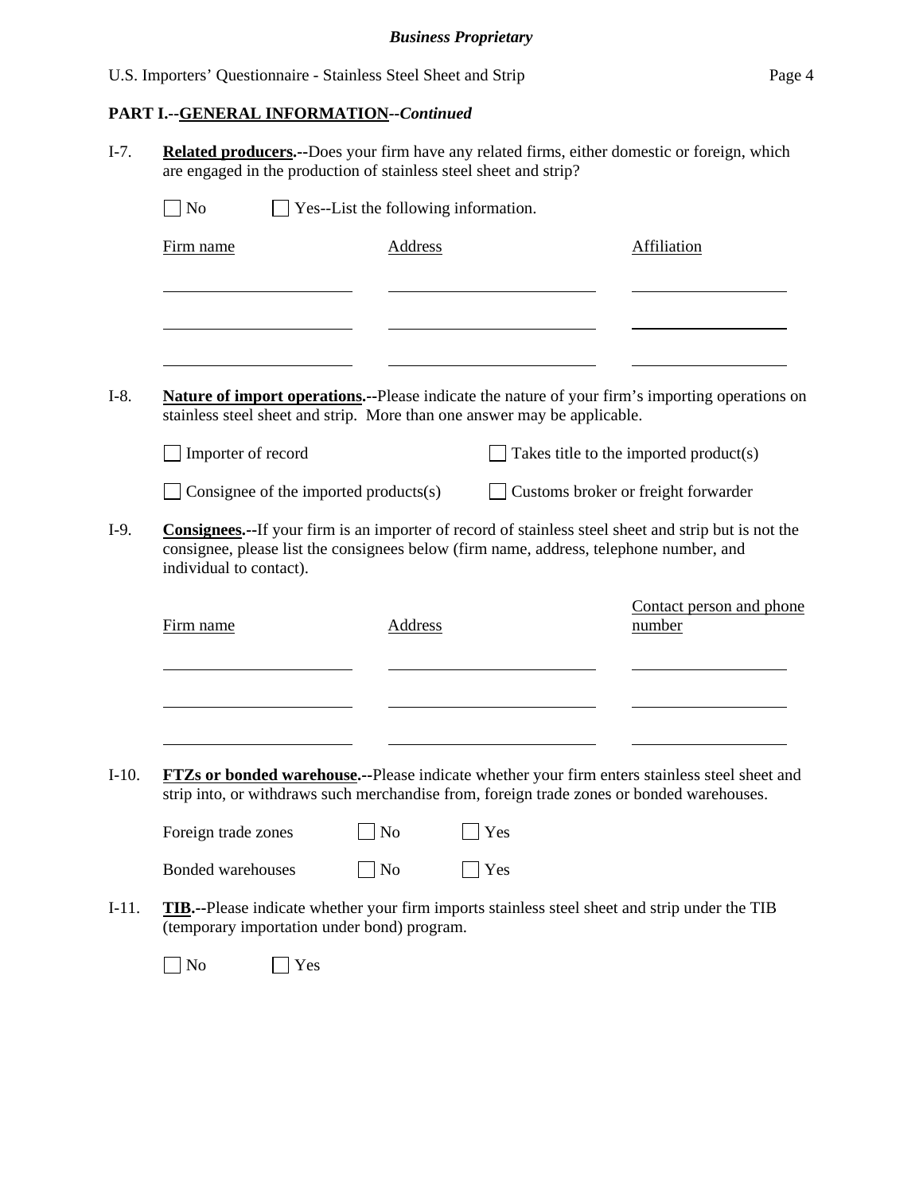## PART I.--GENERAL INFORMATION--*Continued*

I-7. **Related producers.**--Does your firm have any related firms, either domestic or foreign, which are engaged in the production of stainless steel sheet and strip?

☐ No ☐ Yes--List the following information.

| Firm name | Address | Affiliation |
|---|---|---|
| | | |
| | | |
| | | |

I-8. **Nature of import operations.**--Please indicate the nature of your firm's importing operations on stainless steel sheet and strip. More than one answer may be applicable.

☐ Importer of record ☐ Takes title to the imported product(s)

☐ Consignee of the imported products(s) ☐ Customs broker or freight forwarder

I-9. **Consignees.**--If your firm is an importer of record of stainless steel sheet and strip but is not the consignee, please list the consignees below (firm name, address, telephone number, and individual to contact).

| Firm name | Address | Contact person and phone number |
|---|---|---|
| | | |
| | | |
| | | |

I-10. **FTZs or bonded warehouse.**--Please indicate whether your firm enters stainless steel sheet and strip into, or withdraws such merchandise from, foreign trade zones or bonded warehouses.

Foreign trade zones ☐ No ☐ Yes

Bonded warehouses ☐ No ☐ Yes

I-11. **TIB.**--Please indicate whether your firm imports stainless steel sheet and strip under the TIB (temporary importation under bond) program.

☐ No ☐ Yes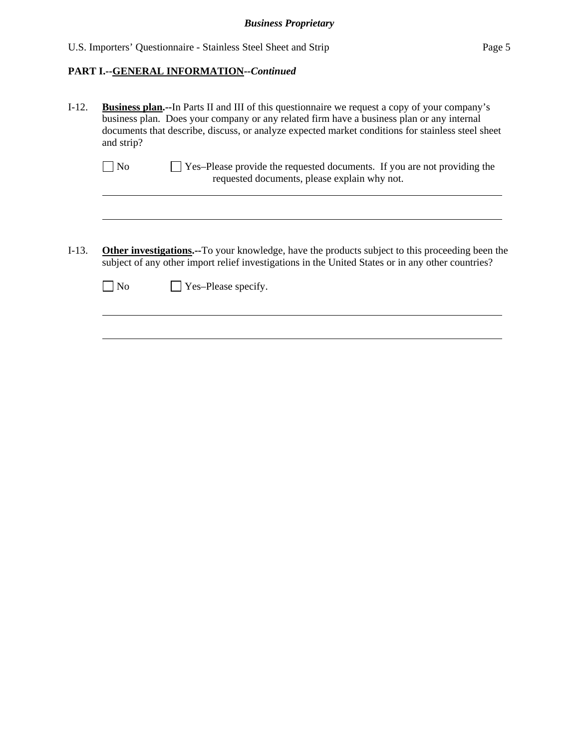**PART I.--GENERAL INFORMATION--*Continued***

I-12. **Business plan.--**In Parts II and III of this questionnaire we request a copy of your company's business plan. Does your company or any related firm have a business plan or any internal documents that describe, discuss, or analyze expected market conditions for stainless steel sheet and strip?

☐ No ☐ Yes–Please provide the requested documents. If you are not providing the requested documents, please explain why not.

---

---

I-13. **Other investigations.--**To your knowledge, have the products subject to this proceeding been the subject of any other import relief investigations in the United States or in any other countries?

☐ No ☐ Yes–Please specify.

---

---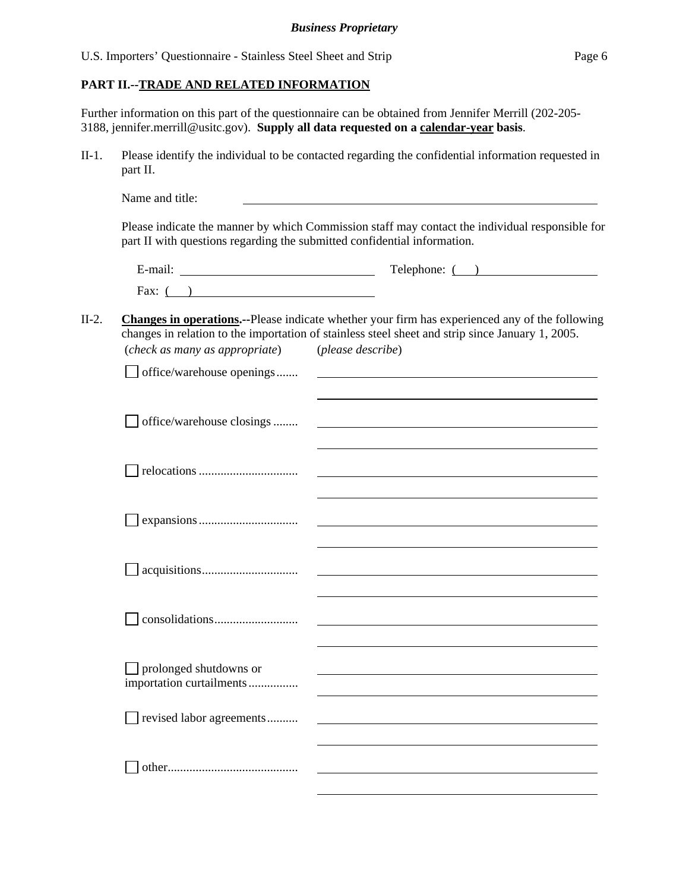**PART II.--TRADE AND RELATED INFORMATION**

Further information on this part of the questionnaire can be obtained from Jennifer Merrill (202-205-3188, jennifer.merrill@usitc.gov). **Supply all data requested on a calendar-year basis**.

II-1. Please identify the individual to be contacted regarding the confidential information requested in part II.

Name and title: ______________________________

Please indicate the manner by which Commission staff may contact the individual responsible for part II with questions regarding the submitted confidential information.

E-mail: ______________________ Telephone: (   ) ______________________

Fax: (   ) ______________________

II-2. **Changes in operations.--**Please indicate whether your firm has experienced any of the following changes in relation to the importation of stainless steel sheet and strip since January 1, 2005.

(*check as many as appropriate*) (*please describe*)

☐ office/warehouse openings....... ______________________________

☐ office/warehouse closings ........ ______________________________

☐ relocations ................................ ______________________________

☐ expansions................................ ______________________________

☐ acquisitions............................... ______________________________

☐ consolidations........................... ______________________________

☐ prolonged shutdowns or importation curtailments................ ______________________________

☐ revised labor agreements.......... ______________________________

☐ other.......................................... ______________________________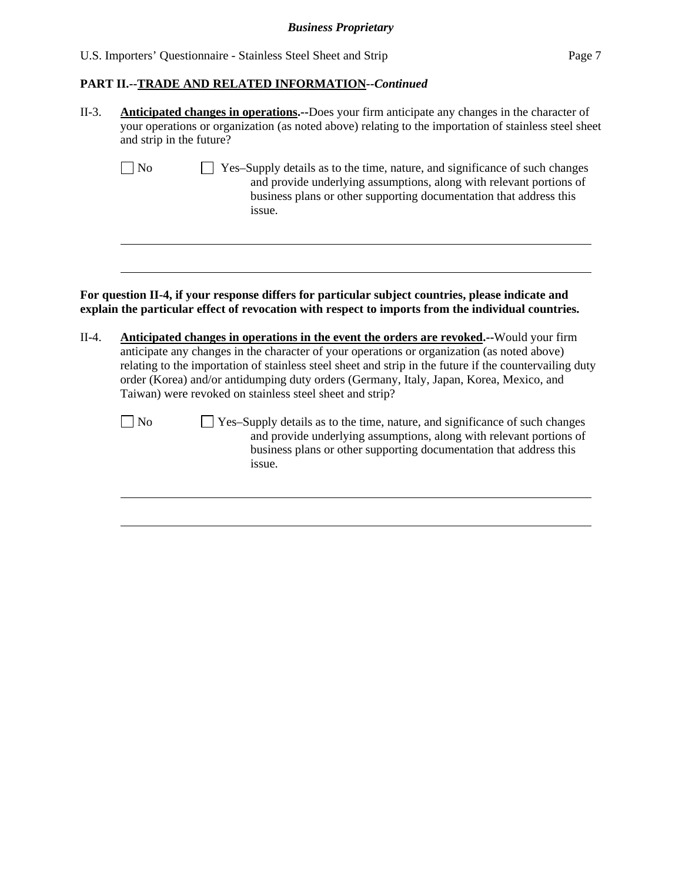**PART II.--TRADE AND RELATED INFORMATION--*Continued***

II-3. **Anticipated changes in operations.--**Does your firm anticipate any changes in the character of your operations or organization (as noted above) relating to the importation of stainless steel sheet and strip in the future?

☐ No ☐ Yes–Supply details as to the time, nature, and significance of such changes and provide underlying assumptions, along with relevant portions of business plans or other supporting documentation that address this issue.

______________________________________________________________________

______________________________________________________________________

**For question II-4, if your response differs for particular subject countries, please indicate and explain the particular effect of revocation with respect to imports from the individual countries.**

II-4. **Anticipated changes in operations in the event the orders are revoked.--**Would your firm anticipate any changes in the character of your operations or organization (as noted above) relating to the importation of stainless steel sheet and strip in the future if the countervailing duty order (Korea) and/or antidumping duty orders (Germany, Italy, Japan, Korea, Mexico, and Taiwan) were revoked on stainless steel sheet and strip?

☐ No ☐ Yes–Supply details as to the time, nature, and significance of such changes and provide underlying assumptions, along with relevant portions of business plans or other supporting documentation that address this issue.

______________________________________________________________________

______________________________________________________________________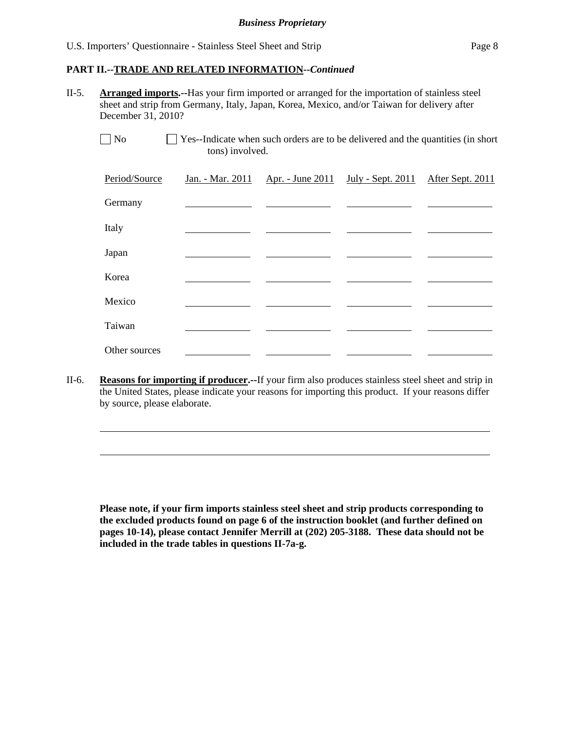**PART II.--TRADE AND RELATED INFORMATION--*Continued***

II-5. **Arranged imports.--**Has your firm imported or arranged for the importation of stainless steel sheet and strip from Germany, Italy, Japan, Korea, Mexico, and/or Taiwan for delivery after December 31, 2010?

☐ No ☐ Yes--Indicate when such orders are to be delivered and the quantities (in short tons) involved.

| Period/Source | Jan. - Mar. 2011 | Apr. - June 2011 | July - Sept. 2011 | After Sept. 2011 |
|---|---|---|---|---|
| Germany | | | | |
| Italy | | | | |
| Japan | | | | |
| Korea | | | | |
| Mexico | | | | |
| Taiwan | | | | |
| Other sources | | | | |

II-6. **Reasons for importing if producer.--**If your firm also produces stainless steel sheet and strip in the United States, please indicate your reasons for importing this product. If your reasons differ by source, please elaborate.

______________________________________________________________________

______________________________________________________________________

**Please note, if your firm imports stainless steel sheet and strip products corresponding to the excluded products found on page 6 of the instruction booklet (and further defined on pages 10-14), please contact Jennifer Merrill at (202) 205-3188. These data should not be included in the trade tables in questions II-7a-g.**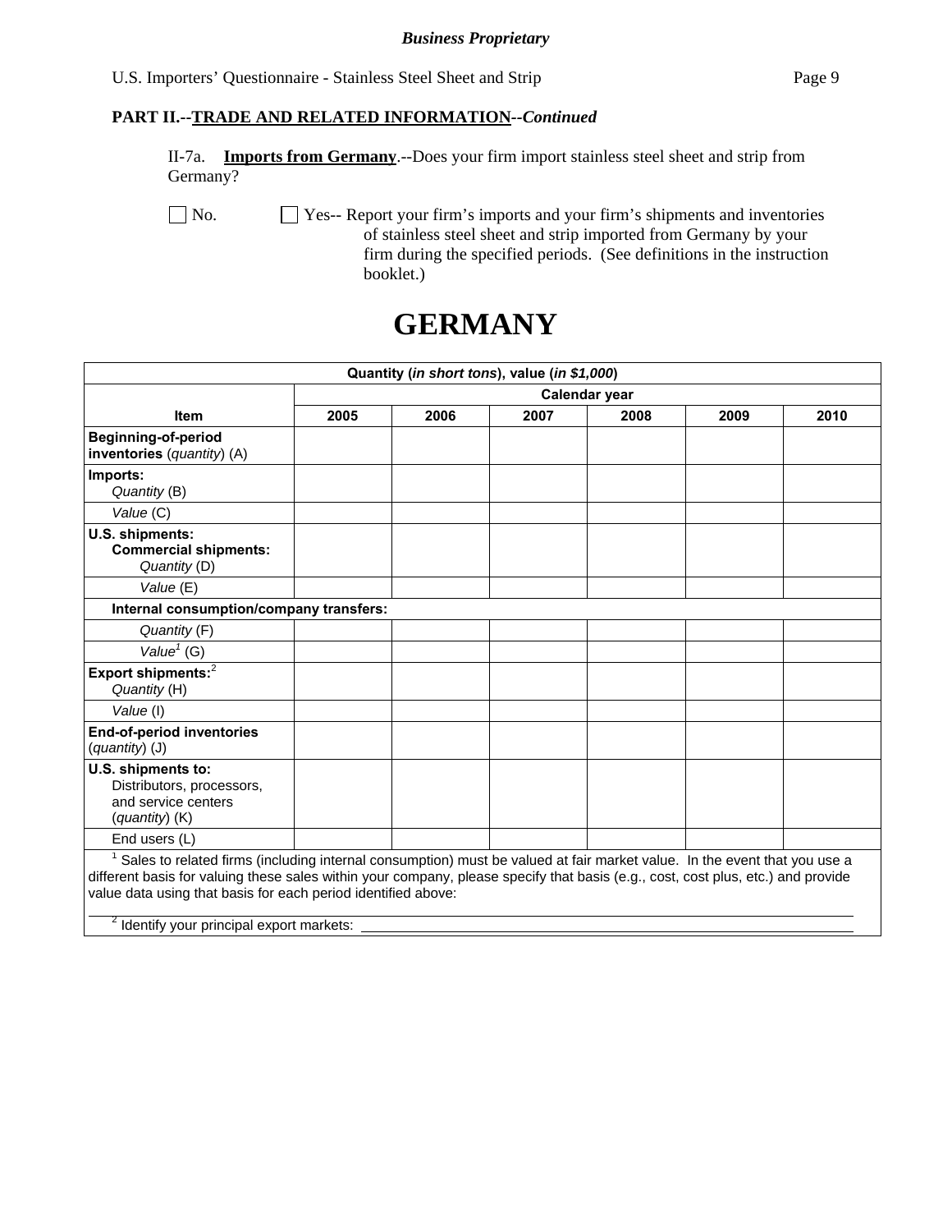**PART II.--TRADE AND RELATED INFORMATION--*Continued***

II-7a. **Imports from Germany**.--Does your firm import stainless steel sheet and strip from Germany?

☐ No. ☐ Yes-- Report your firm's imports and your firm's shipments and inventories of stainless steel sheet and strip imported from Germany by your firm during the specified periods. (See definitions in the instruction booklet.)

# GERMANY

| Quantity (*in short tons*), value (*in $1,000*) | | | | | | |
|---|---|---|---|---|---|---|
| | Calendar year | | | | | |
| **Item** | **2005** | **2006** | **2007** | **2008** | **2009** | **2010** |
| **Beginning-of-period inventories** (*quantity*) (A) | | | | | | |
| **Imports:** *Quantity* (B) | | | | | | |
| *Value* (C) | | | | | | |
| **U.S. shipments: Commercial shipments:** *Quantity* (D) | | | | | | |
| *Value* (E) | | | | | | |
| **Internal consumption/company transfers:** | | | | | | |
| *Quantity* (F) | | | | | | |
| *Value*[1] (G) | | | | | | |
| **Export shipments:**[2] *Quantity* (H) | | | | | | |
| *Value* (I) | | | | | | |
| **End-of-period inventories** (*quantity*) (J) | | | | | | |
| **U.S. shipments to:** Distributors, processors, and service centers (*quantity*) (K) | | | | | | |
| End users (L) | | | | | | |

[1] Sales to related firms (including internal consumption) must be valued at fair market value. In the event that you use a different basis for valuing these sales within your company, please specify that basis (e.g., cost, cost plus, etc.) and provide value data using that basis for each period identified above:

[2] Identify your principal export markets: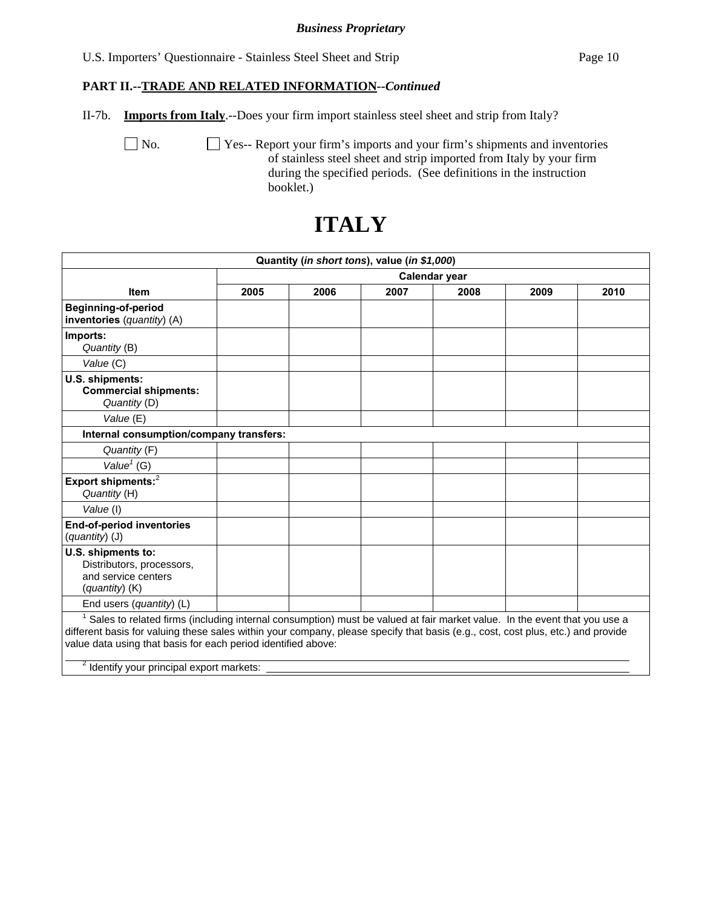**Business Proprietary**

U.S. Importers' Questionnaire - Stainless Steel Sheet and Strip

**PART II.--TRADE AND RELATED INFORMATION--*Continued***

II-7b. **Imports from Italy**.--Does your firm import stainless steel sheet and strip from Italy?

☐ No. ☐ Yes-- Report your firm's imports and your firm's shipments and inventories of stainless steel sheet and strip imported from Italy by your firm during the specified periods. (See definitions in the instruction booklet.)

# ITALY

| Quantity (*in short tons*), value (*in $1,000*) | | | | | | |
|---|---|---|---|---|---|---|
| | Calendar year | | | | | |
| **Item** | **2005** | **2006** | **2007** | **2008** | **2009** | **2010** |
| **Beginning-of-period inventories** (*quantity*) (A) | | | | | | |
| **Imports:** *Quantity* (B) | | | | | | |
| *Value* (C) | | | | | | |
| **U.S. shipments: Commercial shipments:** *Quantity* (D) | | | | | | |
| *Value* (E) | | | | | | |
| **Internal consumption/company transfers:** | | | | | | |
| *Quantity* (F) | | | | | | |
| *Value*[1] (G) | | | | | | |
| **Export shipments:**[2] *Quantity* (H) | | | | | | |
| *Value* (I) | | | | | | |
| **End-of-period inventories** (*quantity*) (J) | | | | | | |
| **U.S. shipments to:** Distributors, processors, and service centers (*quantity*) (K) | | | | | | |
| End users (*quantity*) (L) | | | | | | |

[1] Sales to related firms (including internal consumption) must be valued at fair market value. In the event that you use a different basis for valuing these sales within your company, please specify that basis (e.g., cost, cost plus, etc.) and provide value data using that basis for each period identified above:

______________________________________________

[2] Identify your principal export markets: ______________________________________________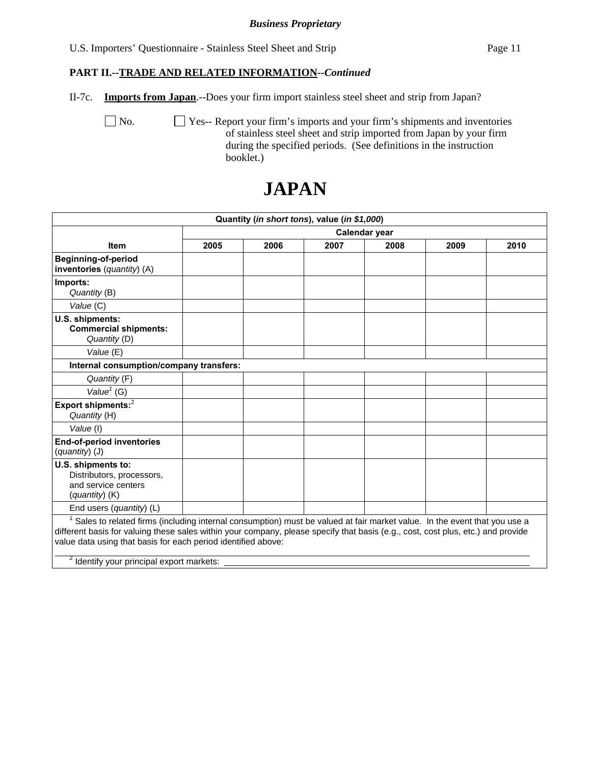**PART II.--TRADE AND RELATED INFORMATION--*Continued***

II-7c. **Imports from Japan**.--Does your firm import stainless steel sheet and strip from Japan?

☐ No. ☐ Yes-- Report your firm's imports and your firm's shipments and inventories of stainless steel sheet and strip imported from Japan by your firm during the specified periods. (See definitions in the instruction booklet.)

# JAPAN

| Quantity (*in short tons*), value (*in $1,000*) | | | | | | |
|---|---|---|---|---|---|---|
| | Calendar year | | | | | |
| **Item** | **2005** | **2006** | **2007** | **2008** | **2009** | **2010** |
| **Beginning-of-period inventories** (*quantity*) (A) | | | | | | |
| **Imports:** *Quantity* (B) | | | | | | |
| *Value* (C) | | | | | | |
| **U.S. shipments: Commercial shipments:** *Quantity* (D) | | | | | | |
| *Value* (E) | | | | | | |
| **Internal consumption/company transfers:** | | | | | | |
| *Quantity* (F) | | | | | | |
| *Value*[1] (G) | | | | | | |
| **Export shipments:**[2] *Quantity* (H) | | | | | | |
| *Value* (I) | | | | | | |
| **End-of-period inventories** (*quantity*) (J) | | | | | | |
| **U.S. shipments to:** Distributors, processors, and service centers (*quantity*) (K) | | | | | | |
| End users (*quantity*) (L) | | | | | | |

[1] Sales to related firms (including internal consumption) must be valued at fair market value. In the event that you use a different basis for valuing these sales within your company, please specify that basis (e.g., cost, cost plus, etc.) and provide value data using that basis for each period identified above:

______________________________________________________________________

[2] Identify your principal export markets: ______________________________________________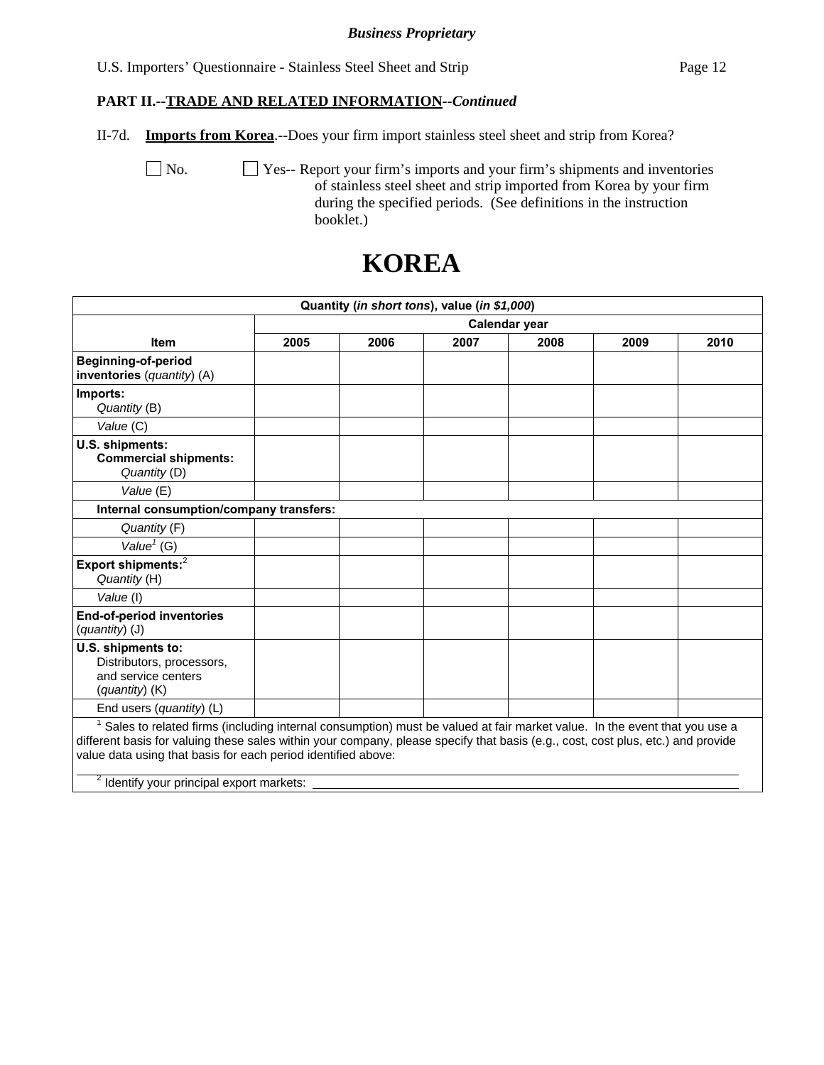*Business Proprietary*

U.S. Importers' Questionnaire - Stainless Steel Sheet and Strip

**PART II.--TRADE AND RELATED INFORMATION--*Continued***

II-7d. **Imports from Korea**.--Does your firm import stainless steel sheet and strip from Korea?

☐ No. ☐ Yes-- Report your firm's imports and your firm's shipments and inventories of stainless steel sheet and strip imported from Korea by your firm during the specified periods. (See definitions in the instruction booklet.)

# KOREA

| Quantity (*in short tons*), value (*in $1,000*) | | | | | | |
|---|---|---|---|---|---|---|
| | Calendar year | | | | | |
| **Item** | **2005** | **2006** | **2007** | **2008** | **2009** | **2010** |
| **Beginning-of-period inventories** (*quantity*) (A) | | | | | | |
| **Imports:** *Quantity* (B) | | | | | | |
| *Value* (C) | | | | | | |
| **U.S. shipments: Commercial shipments:** *Quantity* (D) | | | | | | |
| *Value* (E) | | | | | | |
| **Internal consumption/company transfers:** | | | | | | |
| *Quantity* (F) | | | | | | |
| *Value*[1] (G) | | | | | | |
| **Export shipments:**[2] *Quantity* (H) | | | | | | |
| *Value* (I) | | | | | | |
| **End-of-period inventories** (*quantity*) (J) | | | | | | |
| **U.S. shipments to:** Distributors, processors, and service centers (*quantity*) (K) | | | | | | |
| End users (*quantity*) (L) | | | | | | |

[1] Sales to related firms (including internal consumption) must be valued at fair market value. In the event that you use a different basis for valuing these sales within your company, please specify that basis (e.g., cost, cost plus, etc.) and provide value data using that basis for each period identified above: \_\_\_\_\_\_\_\_\_\_\_\_\_\_\_\_\_\_\_\_

[2] Identify your principal export markets: \_\_\_\_\_\_\_\_\_\_\_\_\_\_\_\_\_\_\_\_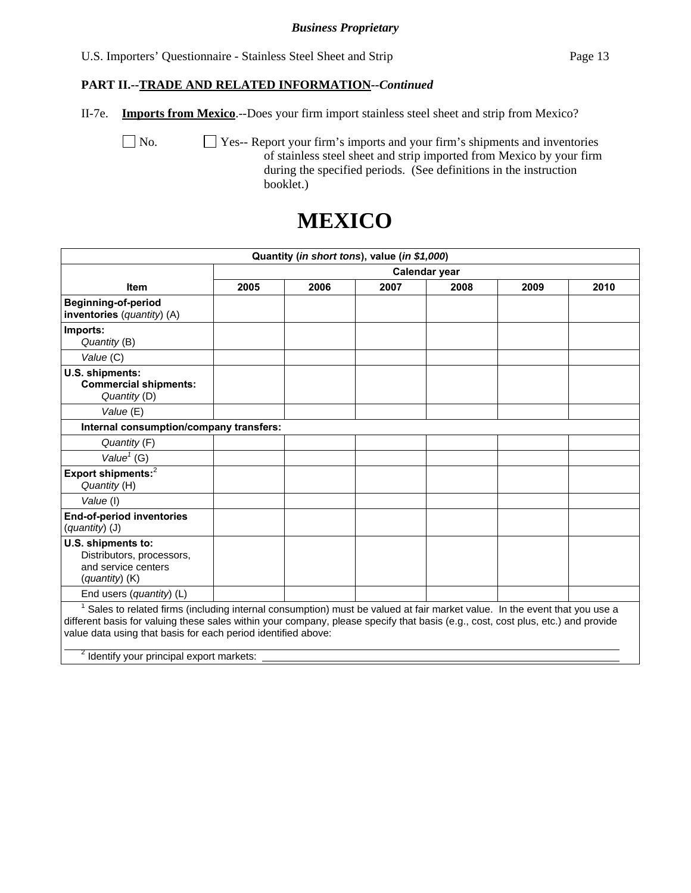**PART II.--TRADE AND RELATED INFORMATION--*Continued***

II-7e. **Imports from Mexico**.--Does your firm import stainless steel sheet and strip from Mexico?

☐ No. ☐ Yes-- Report your firm's imports and your firm's shipments and inventories of stainless steel sheet and strip imported from Mexico by your firm during the specified periods. (See definitions in the instruction booklet.)

# MEXICO

| Quantity (*in short tons*), value (*in $1,000*) | | | | | | |
|---|---|---|---|---|---|---|
| | Calendar year | | | | | |
| **Item** | **2005** | **2006** | **2007** | **2008** | **2009** | **2010** |
| **Beginning-of-period inventories** (*quantity*) (A) | | | | | | |
| **Imports:** *Quantity* (B) | | | | | | |
| *Value* (C) | | | | | | |
| **U.S. shipments:** **Commercial shipments:** *Quantity* (D) | | | | | | |
| *Value* (E) | | | | | | |
| **Internal consumption/company transfers:** | | | | | | |
| *Quantity* (F) | | | | | | |
| *Value*[1] (G) | | | | | | |
| **Export shipments:**[2] *Quantity* (H) | | | | | | |
| *Value* (I) | | | | | | |
| **End-of-period inventories** (*quantity*) (J) | | | | | | |
| **U.S. shipments to:** Distributors, processors, and service centers (*quantity*) (K) | | | | | | |
| End users (*quantity*) (L) | | | | | | |

[1] Sales to related firms (including internal consumption) must be valued at fair market value. In the event that you use a different basis for valuing these sales within your company, please specify that basis (e.g., cost, cost plus, etc.) and provide value data using that basis for each period identified above:

______________________________________________________________________

[2] Identify your principal export markets: ______________________________________________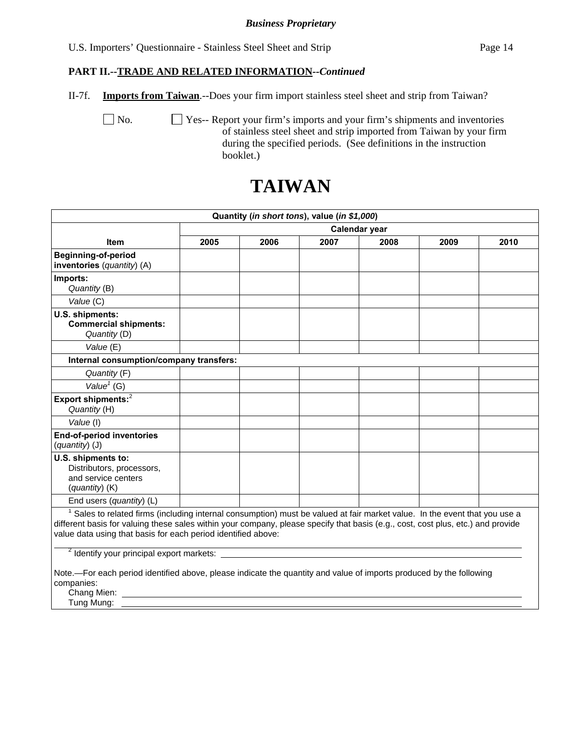*Business Proprietary*

U.S. Importers' Questionnaire - Stainless Steel Sheet and Strip

**PART II.--TRADE AND RELATED INFORMATION--*Continued***

II-7f. **Imports from Taiwan**.--Does your firm import stainless steel sheet and strip from Taiwan?

☐ No. ☐ Yes-- Report your firm's imports and your firm's shipments and inventories of stainless steel sheet and strip imported from Taiwan by your firm during the specified periods. (See definitions in the instruction booklet.)

# TAIWAN

| Quantity (*in short tons*), value (*in $1,000*) | | | | | | |
|---|---|---|---|---|---|---|
| | Calendar year | | | | | |
| **Item** | **2005** | **2006** | **2007** | **2008** | **2009** | **2010** |
| **Beginning-of-period inventories** (*quantity*) (A) | | | | | | |
| **Imports:** *Quantity* (B) | | | | | | |
| *Value* (C) | | | | | | |
| **U.S. shipments: Commercial shipments:** *Quantity* (D) | | | | | | |
| *Value* (E) | | | | | | |
| **Internal consumption/company transfers:** | | | | | | |
| *Quantity* (F) | | | | | | |
| *Value*[1] (G) | | | | | | |
| **Export shipments:**[2] *Quantity* (H) | | | | | | |
| *Value* (I) | | | | | | |
| **End-of-period inventories** (*quantity*) (J) | | | | | | |
| **U.S. shipments to:** Distributors, processors, and service centers (*quantity*) (K) | | | | | | |
| End users (*quantity*) (L) | | | | | | |

[1] Sales to related firms (including internal consumption) must be valued at fair market value. In the event that you use a different basis for valuing these sales within your company, please specify that basis (e.g., cost, cost plus, etc.) and provide value data using that basis for each period identified above:

\_\_\_\_\_\_\_\_\_\_\_\_\_\_\_\_\_\_\_\_\_\_\_\_\_\_\_\_\_\_\_\_\_\_\_\_\_\_\_\_

[2] Identify your principal export markets: \_\_\_\_\_\_\_\_\_\_\_\_\_\_\_\_\_\_\_\_\_\_\_\_\_\_\_\_\_\_\_\_\_\_\_\_\_\_\_\_

Note.—For each period identified above, please indicate the quantity and value of imports produced by the following companies:

Chang Mien: \_\_\_\_\_\_\_\_\_\_\_\_\_\_\_\_\_\_\_\_\_\_\_\_\_\_\_\_\_\_\_\_\_\_\_\_\_\_\_\_

Tung Mung: \_\_\_\_\_\_\_\_\_\_\_\_\_\_\_\_\_\_\_\_\_\_\_\_\_\_\_\_\_\_\_\_\_\_\_\_\_\_\_\_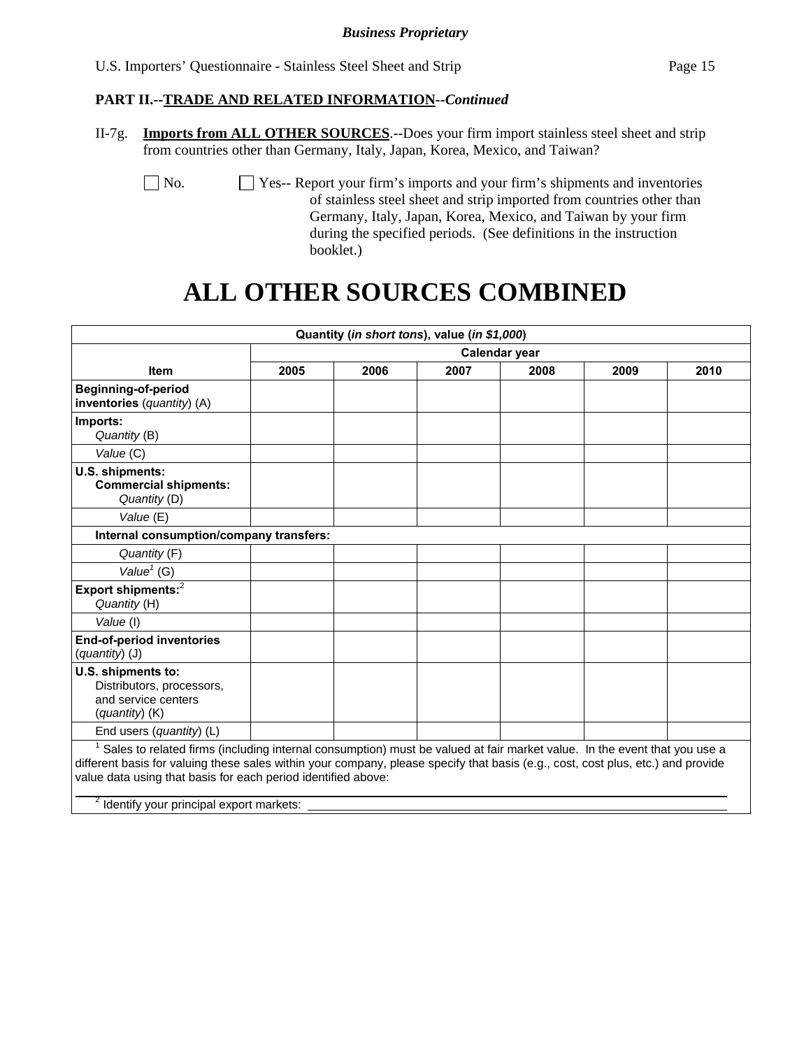**Business Proprietary**

U.S. Importers' Questionnaire - Stainless Steel Sheet and Strip

**PART II.--TRADE AND RELATED INFORMATION--*Continued***

II-7g. **Imports from ALL OTHER SOURCES**.--Does your firm import stainless steel sheet and strip from countries other than Germany, Italy, Japan, Korea, Mexico, and Taiwan?

☐ No. ☐ Yes-- Report your firm's imports and your firm's shipments and inventories of stainless steel sheet and strip imported from countries other than Germany, Italy, Japan, Korea, Mexico, and Taiwan by your firm during the specified periods. (See definitions in the instruction booklet.)

# ALL OTHER SOURCES COMBINED

| Quantity (*in short tons*), value (*in $1,000*) | | | | | | |
|---|---|---|---|---|---|---|
| | Calendar year | | | | | |
| **Item** | **2005** | **2006** | **2007** | **2008** | **2009** | **2010** |
| **Beginning-of-period inventories** (*quantity*) (A) | | | | | | |
| **Imports:** *Quantity* (B) | | | | | | |
| *Value* (C) | | | | | | |
| **U.S. shipments: Commercial shipments:** *Quantity* (D) | | | | | | |
| *Value* (E) | | | | | | |
| **Internal consumption/company transfers:** | | | | | | |
| *Quantity* (F) | | | | | | |
| *Value*[1] (G) | | | | | | |
| **Export shipments:**[2] *Quantity* (H) | | | | | | |
| *Value* (I) | | | | | | |
| **End-of-period inventories** (*quantity*) (J) | | | | | | |
| **U.S. shipments to:** Distributors, processors, and service centers (*quantity*) (K) | | | | | | |
| End users (*quantity*) (L) | | | | | | |

[1] Sales to related firms (including internal consumption) must be valued at fair market value. In the event that you use a different basis for valuing these sales within your company, please specify that basis (e.g., cost, cost plus, etc.) and provide value data using that basis for each period identified above:

[2] Identify your principal export markets: ______________________________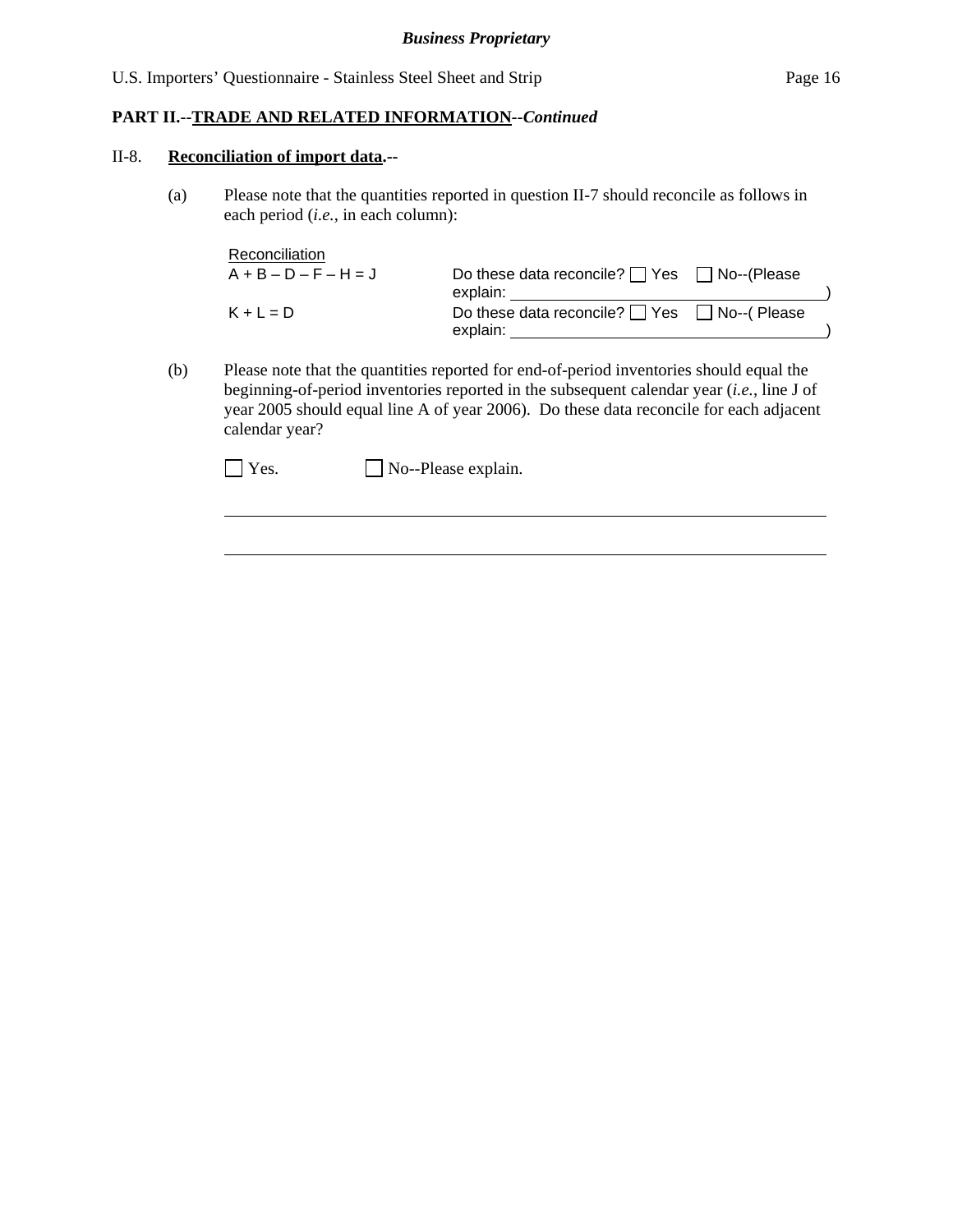**PART II.--TRADE AND RELATED INFORMATION--*Continued***

II-8. **Reconciliation of import data.--**

(a) Please note that the quantities reported in question II-7 should reconcile as follows in each period (*i.e.*, in each column):

| Reconciliation | |
|---|---|
| A + B – D – F – H = J | Do these data reconcile? ☐ Yes ☐ No--(Please explain: ____________________) |
| K + L = D | Do these data reconcile? ☐ Yes ☐ No--( Please explain: ____________________) |

(b) Please note that the quantities reported for end-of-period inventories should equal the beginning-of-period inventories reported in the subsequent calendar year (*i.e.*, line J of year 2005 should equal line A of year 2006). Do these data reconcile for each adjacent calendar year?

☐ Yes. ☐ No--Please explain.

______________________________________________________________________

______________________________________________________________________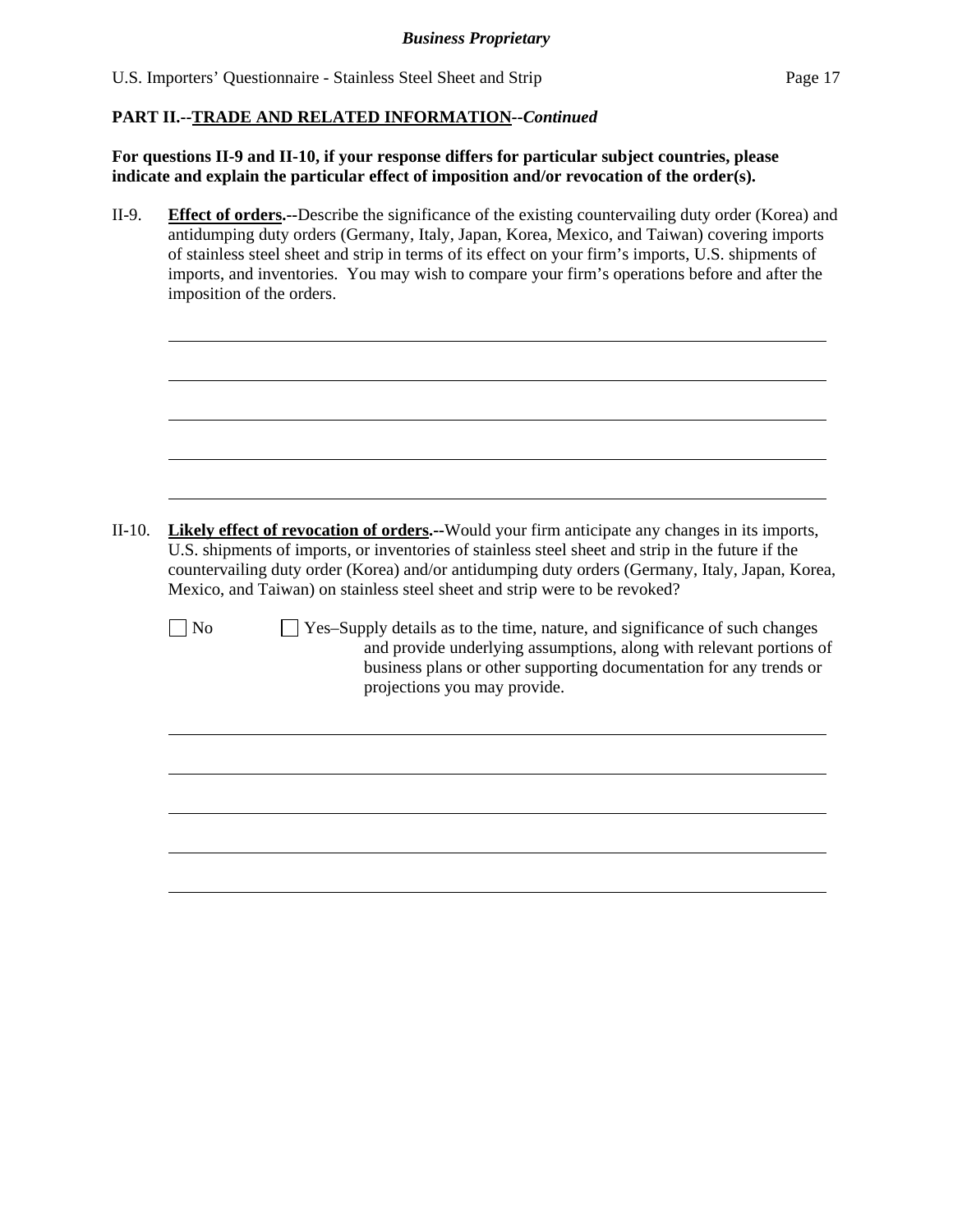**PART II.--TRADE AND RELATED INFORMATION--*Continued***

**For questions II-9 and II-10, if your response differs for particular subject countries, please indicate and explain the particular effect of imposition and/or revocation of the order(s).**

II-9. **Effect of orders.--**Describe the significance of the existing countervailing duty order (Korea) and antidumping duty orders (Germany, Italy, Japan, Korea, Mexico, and Taiwan) covering imports of stainless steel sheet and strip in terms of its effect on your firm's imports, U.S. shipments of imports, and inventories. You may wish to compare your firm's operations before and after the imposition of the orders.

_______________________________________________________________________________

_______________________________________________________________________________

_______________________________________________________________________________

_______________________________________________________________________________

_______________________________________________________________________________

II-10. **Likely effect of revocation of orders.--**Would your firm anticipate any changes in its imports, U.S. shipments of imports, or inventories of stainless steel sheet and strip in the future if the countervailing duty order (Korea) and/or antidumping duty orders (Germany, Italy, Japan, Korea, Mexico, and Taiwan) on stainless steel sheet and strip were to be revoked?

☐ No ☐ Yes–Supply details as to the time, nature, and significance of such changes and provide underlying assumptions, along with relevant portions of business plans or other supporting documentation for any trends or projections you may provide.

_______________________________________________________________________________

_______________________________________________________________________________

_______________________________________________________________________________

_______________________________________________________________________________

_______________________________________________________________________________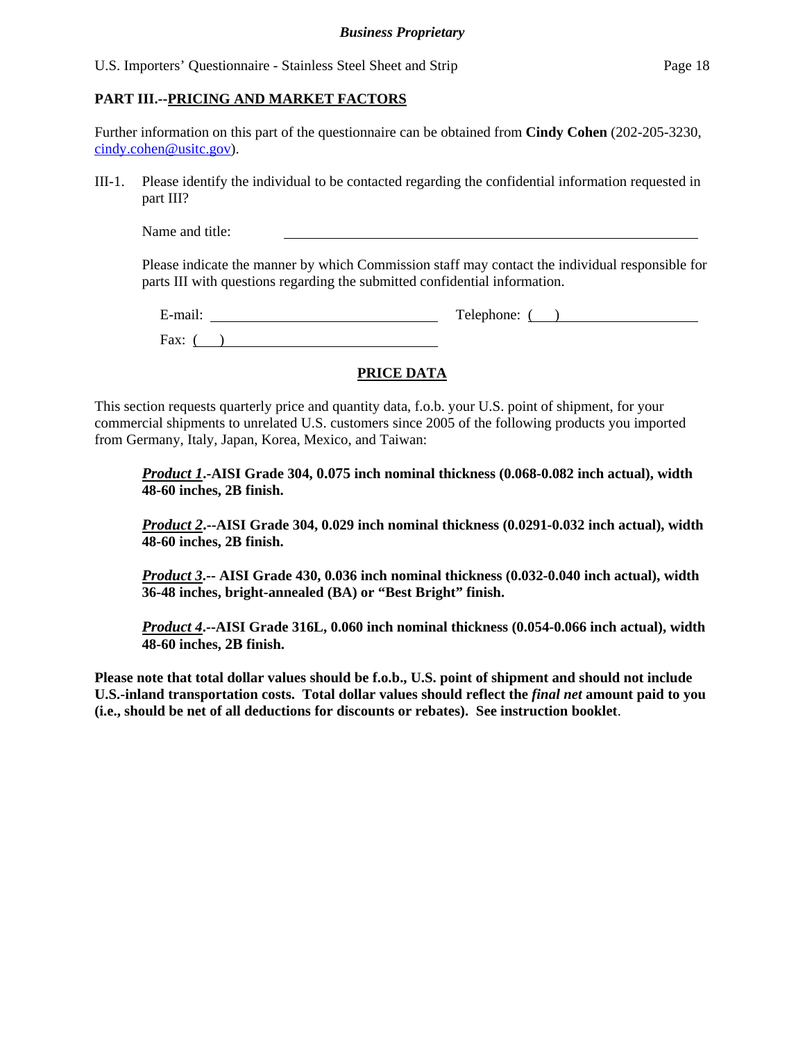## PART III.--PRICING AND MARKET FACTORS

Further information on this part of the questionnaire can be obtained from **Cindy Cohen** (202-205-3230, cindy.cohen@usitc.gov).

III-1. Please identify the individual to be contacted regarding the confidential information requested in part III?

Name and title: ______________________________

Please indicate the manner by which Commission staff may contact the individual responsible for parts III with questions regarding the submitted confidential information.

E-mail: ______________________ Telephone: ( ) ______________________

Fax: ( ) ______________________

**PRICE DATA**

This section requests quarterly price and quantity data, f.o.b. your U.S. point of shipment, for your commercial shipments to unrelated U.S. customers since 2005 of the following products you imported from Germany, Italy, Japan, Korea, Mexico, and Taiwan:

***Product 1*.-AISI Grade 304, 0.075 inch nominal thickness (0.068-0.082 inch actual), width 48-60 inches, 2B finish.**

***Product 2*.--AISI Grade 304, 0.029 inch nominal thickness (0.0291-0.032 inch actual), width 48-60 inches, 2B finish.**

***Product 3*.-- AISI Grade 430, 0.036 inch nominal thickness (0.032-0.040 inch actual), width 36-48 inches, bright-annealed (BA) or "Best Bright" finish.**

***Product 4*.--AISI Grade 316L, 0.060 inch nominal thickness (0.054-0.066 inch actual), width 48-60 inches, 2B finish.**

**Please note that total dollar values should be f.o.b., U.S. point of shipment and should not include U.S.-inland transportation costs. Total dollar values should reflect the *final net* amount paid to you (i.e., should be net of all deductions for discounts or rebates). See instruction booklet**.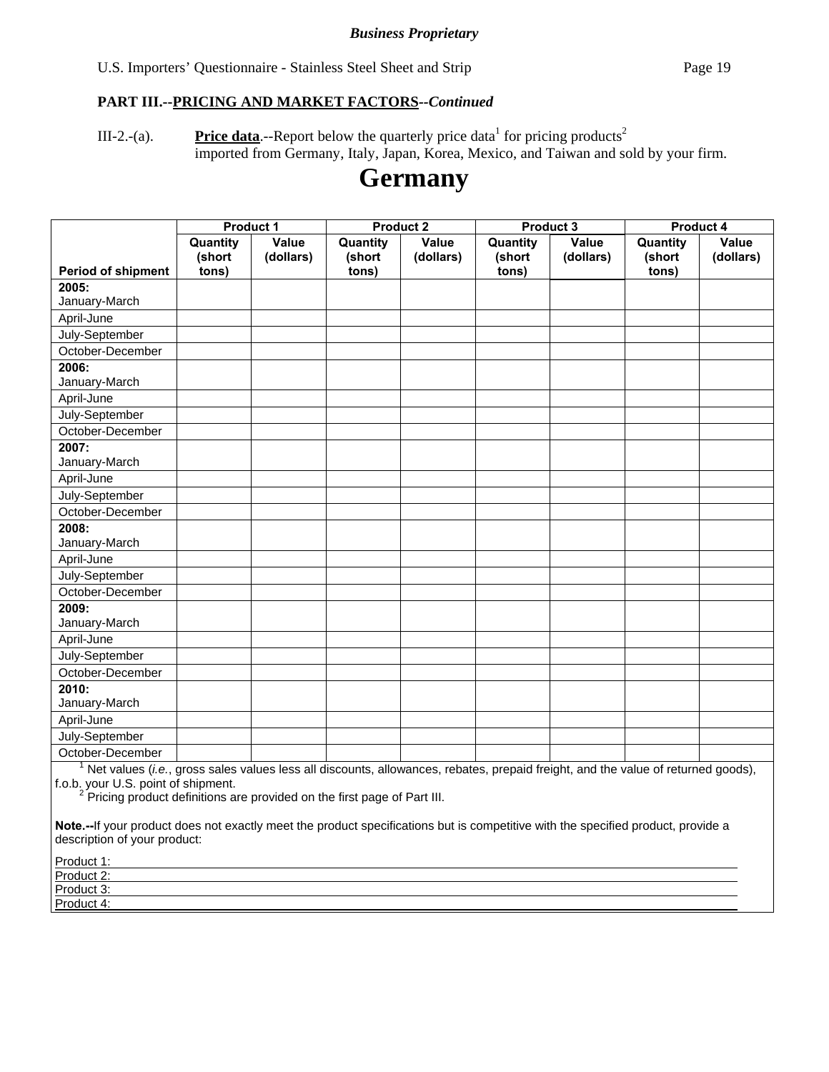*Business Proprietary*

**PART III.--PRICING AND MARKET FACTORS--*Continued***

III-2.-(a). **Price data**.--Report below the quarterly price data[1] for pricing products[2] imported from Germany, Italy, Japan, Korea, Mexico, and Taiwan and sold by your firm.

# Germany

| | Product 1 | | Product 2 | | Product 3 | | Product 4 | |
|---|---|---|---|---|---|---|---|---|
| **Period of shipment** | **Quantity (short tons)** | **Value (dollars)** | **Quantity (short tons)** | **Value (dollars)** | **Quantity (short tons)** | **Value (dollars)** | **Quantity (short tons)** | **Value (dollars)** |
| **2005:** January-March | | | | | | | | |
| April-June | | | | | | | | |
| July-September | | | | | | | | |
| October-December | | | | | | | | |
| **2006:** January-March | | | | | | | | |
| April-June | | | | | | | | |
| July-September | | | | | | | | |
| October-December | | | | | | | | |
| **2007:** January-March | | | | | | | | |
| April-June | | | | | | | | |
| July-September | | | | | | | | |
| October-December | | | | | | | | |
| **2008:** January-March | | | | | | | | |
| April-June | | | | | | | | |
| July-September | | | | | | | | |
| October-December | | | | | | | | |
| **2009:** January-March | | | | | | | | |
| April-June | | | | | | | | |
| July-September | | | | | | | | |
| October-December | | | | | | | | |
| **2010:** January-March | | | | | | | | |
| April-June | | | | | | | | |
| July-September | | | | | | | | |
| October-December | | | | | | | | |

[1] Net values (*i.e.*, gross sales values less all discounts, allowances, rebates, prepaid freight, and the value of returned goods), f.o.b. your U.S. point of shipment.

[2] Pricing product definitions are provided on the first page of Part III.

**Note.--**If your product does not exactly meet the product specifications but is competitive with the specified product, provide a description of your product:

Product 1: \_\_\_\_\_\_\_\_\_\_\_\_\_\_\_\_\_\_\_\_\_\_\_\_\_\_\_\_\_\_\_\_

Product 2: \_\_\_\_\_\_\_\_\_\_\_\_\_\_\_\_\_\_\_\_\_\_\_\_\_\_\_\_\_\_\_\_

Product 3: \_\_\_\_\_\_\_\_\_\_\_\_\_\_\_\_\_\_\_\_\_\_\_\_\_\_\_\_\_\_\_\_

Product 4: \_\_\_\_\_\_\_\_\_\_\_\_\_\_\_\_\_\_\_\_\_\_\_\_\_\_\_\_\_\_\_\_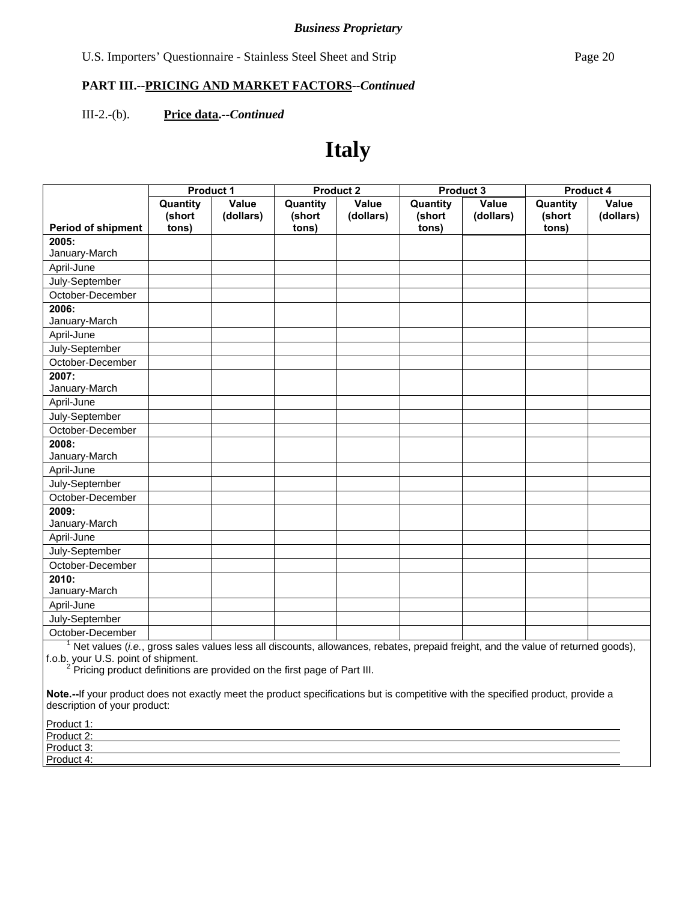*Business Proprietary*

U.S. Importers' Questionnaire - Stainless Steel Sheet and Strip

**PART III.--PRICING AND MARKET FACTORS--*Continued***

III-2.-(b). **Price data.--*Continued***

# Italy

| | Product 1 | | Product 2 | | Product 3 | | Product 4 | |
|---|---|---|---|---|---|---|---|---|
| **Period of shipment** | **Quantity (short tons)** | **Value (dollars)** | **Quantity (short tons)** | **Value (dollars)** | **Quantity (short tons)** | **Value (dollars)** | **Quantity (short tons)** | **Value (dollars)** |
| **2005:** January-March | | | | | | | | |
| April-June | | | | | | | | |
| July-September | | | | | | | | |
| October-December | | | | | | | | |
| **2006:** January-March | | | | | | | | |
| April-June | | | | | | | | |
| July-September | | | | | | | | |
| October-December | | | | | | | | |
| **2007:** January-March | | | | | | | | |
| April-June | | | | | | | | |
| July-September | | | | | | | | |
| October-December | | | | | | | | |
| **2008:** January-March | | | | | | | | |
| April-June | | | | | | | | |
| July-September | | | | | | | | |
| October-December | | | | | | | | |
| **2009:** January-March | | | | | | | | |
| April-June | | | | | | | | |
| July-September | | | | | | | | |
| October-December | | | | | | | | |
| **2010:** January-March | | | | | | | | |
| April-June | | | | | | | | |
| July-September | | | | | | | | |
| October-December | | | | | | | | |

[1] Net values (*i.e.*, gross sales values less all discounts, allowances, rebates, prepaid freight, and the value of returned goods), f.o.b. your U.S. point of shipment.

[2] Pricing product definitions are provided on the first page of Part III.

**Note.--**If your product does not exactly meet the product specifications but is competitive with the specified product, provide a description of your product:

Product 1: ______________________________

Product 2: ______________________________

Product 3: ______________________________

Product 4: ______________________________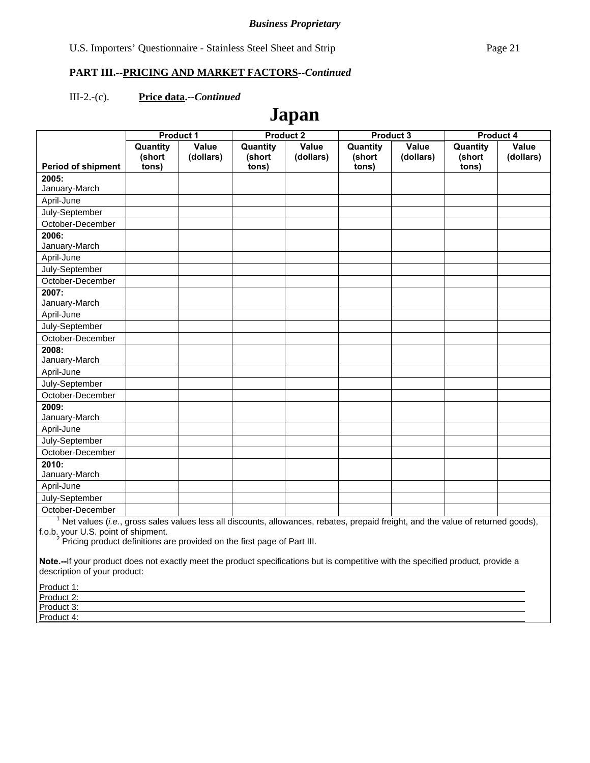***Business Proprietary***

**PART III.--PRICING AND MARKET FACTORS--*Continued***

III-2.-(c). **Price data.--*Continued***

# Japan

| Period of shipment | Product 1 | | Product 2 | | Product 3 | | Product 4 | |
|---|---|---|---|---|---|---|---|---|
| | Quantity (short tons) | Value (dollars) | Quantity (short tons) | Value (dollars) | Quantity (short tons) | Value (dollars) | Quantity (short tons) | Value (dollars) |
| **2005:** January-March | | | | | | | | |
| April-June | | | | | | | | |
| July-September | | | | | | | | |
| October-December | | | | | | | | |
| **2006:** January-March | | | | | | | | |
| April-June | | | | | | | | |
| July-September | | | | | | | | |
| October-December | | | | | | | | |
| **2007:** January-March | | | | | | | | |
| April-June | | | | | | | | |
| July-September | | | | | | | | |
| October-December | | | | | | | | |
| **2008:** January-March | | | | | | | | |
| April-June | | | | | | | | |
| July-September | | | | | | | | |
| October-December | | | | | | | | |
| **2009:** January-March | | | | | | | | |
| April-June | | | | | | | | |
| July-September | | | | | | | | |
| October-December | | | | | | | | |
| **2010:** January-March | | | | | | | | |
| April-June | | | | | | | | |
| July-September | | | | | | | | |
| October-December | | | | | | | | |

[1] Net values (*i.e.*, gross sales values less all discounts, allowances, rebates, prepaid freight, and the value of returned goods), f.o.b. your U.S. point of shipment.

[2] Pricing product definitions are provided on the first page of Part III.

**Note.--**If your product does not exactly meet the product specifications but is competitive with the specified product, provide a description of your product:

Product 1: ____________________

Product 2: ____________________

Product 3: ____________________

Product 4: ____________________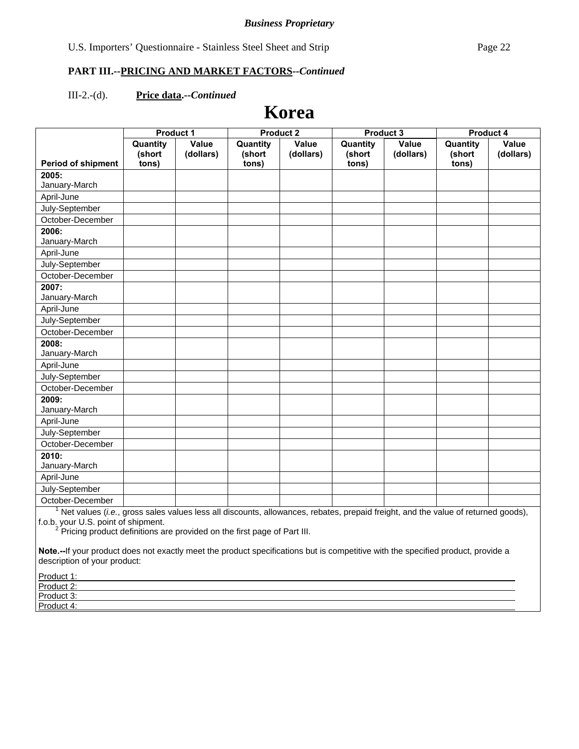**PART III.--PRICING AND MARKET FACTORS--*Continued***

III-2.-(d). **Price data.--*Continued***

# Korea

| Period of shipment | Product 1 | | Product 2 | | Product 3 | | Product 4 | |
|---|---|---|---|---|---|---|---|---|
| | Quantity (short tons) | Value (dollars) | Quantity (short tons) | Value (dollars) | Quantity (short tons) | Value (dollars) | Quantity (short tons) | Value (dollars) |
| **2005:** January-March | | | | | | | | |
| April-June | | | | | | | | |
| July-September | | | | | | | | |
| October-December | | | | | | | | |
| **2006:** January-March | | | | | | | | |
| April-June | | | | | | | | |
| July-September | | | | | | | | |
| October-December | | | | | | | | |
| **2007:** January-March | | | | | | | | |
| April-June | | | | | | | | |
| July-September | | | | | | | | |
| October-December | | | | | | | | |
| **2008:** January-March | | | | | | | | |
| April-June | | | | | | | | |
| July-September | | | | | | | | |
| October-December | | | | | | | | |
| **2009:** January-March | | | | | | | | |
| April-June | | | | | | | | |
| July-September | | | | | | | | |
| October-December | | | | | | | | |
| **2010:** January-March | | | | | | | | |
| April-June | | | | | | | | |
| July-September | | | | | | | | |
| October-December | | | | | | | | |

[1] Net values (*i.e.*, gross sales values less all discounts, allowances, rebates, prepaid freight, and the value of returned goods), f.o.b. your U.S. point of shipment.

[2] Pricing product definitions are provided on the first page of Part III.

**Note.--**If your product does not exactly meet the product specifications but is competitive with the specified product, provide a description of your product:

Product 1: ______________________________

Product 2: ______________________________

Product 3: ______________________________

Product 4: ______________________________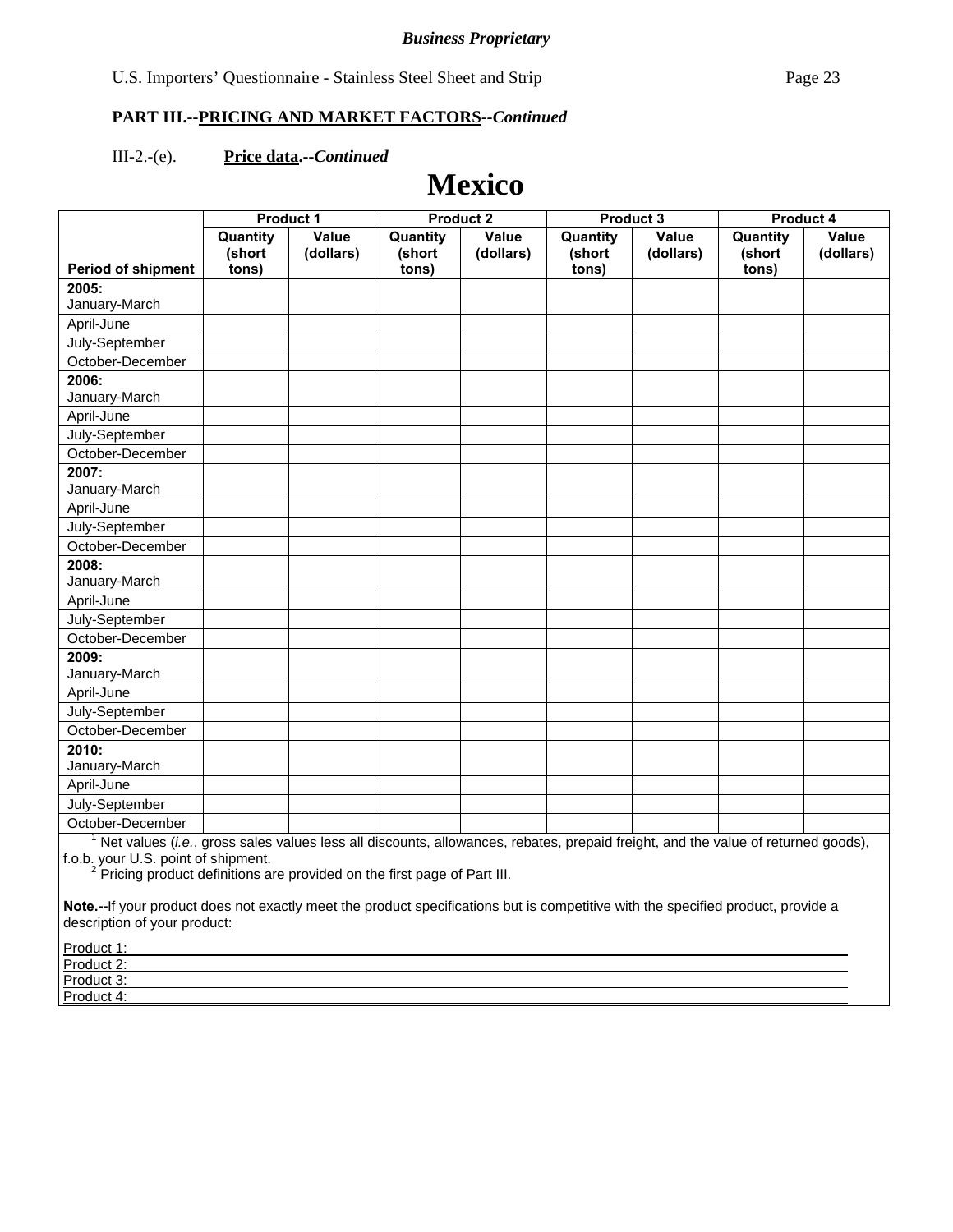***Business Proprietary***

U.S. Importers' Questionnaire - Stainless Steel Sheet and Strip

**PART III.--PRICING AND MARKET FACTORS--*Continued***

III-2.-(e). **Price data.--*Continued***

# Mexico

| Period of shipment | Product 1 | | Product 2 | | Product 3 | | Product 4 | |
|---|---|---|---|---|---|---|---|---|
| | Quantity (short tons) | Value (dollars) | Quantity (short tons) | Value (dollars) | Quantity (short tons) | Value (dollars) | Quantity (short tons) | Value (dollars) |
| **2005:** January-March | | | | | | | | |
| April-June | | | | | | | | |
| July-September | | | | | | | | |
| October-December | | | | | | | | |
| **2006:** January-March | | | | | | | | |
| April-June | | | | | | | | |
| July-September | | | | | | | | |
| October-December | | | | | | | | |
| **2007:** January-March | | | | | | | | |
| April-June | | | | | | | | |
| July-September | | | | | | | | |
| October-December | | | | | | | | |
| **2008:** January-March | | | | | | | | |
| April-June | | | | | | | | |
| July-September | | | | | | | | |
| October-December | | | | | | | | |
| **2009:** January-March | | | | | | | | |
| April-June | | | | | | | | |
| July-September | | | | | | | | |
| October-December | | | | | | | | |
| **2010:** January-March | | | | | | | | |
| April-June | | | | | | | | |
| July-September | | | | | | | | |
| October-December | | | | | | | | |

[1] Net values (*i.e.*, gross sales values less all discounts, allowances, rebates, prepaid freight, and the value of returned goods), f.o.b. your U.S. point of shipment.

[2] Pricing product definitions are provided on the first page of Part III.

**Note.--**If your product does not exactly meet the product specifications but is competitive with the specified product, provide a description of your product:

Product 1: \_\_\_\_\_\_\_\_\_\_\_\_\_\_\_\_\_\_\_\_\_\_\_\_\_\_\_\_\_\_\_\_\_\_\_\_\_\_\_\_

Product 2: \_\_\_\_\_\_\_\_\_\_\_\_\_\_\_\_\_\_\_\_\_\_\_\_\_\_\_\_\_\_\_\_\_\_\_\_\_\_\_\_

Product 3: \_\_\_\_\_\_\_\_\_\_\_\_\_\_\_\_\_\_\_\_\_\_\_\_\_\_\_\_\_\_\_\_\_\_\_\_\_\_\_\_

Product 4: \_\_\_\_\_\_\_\_\_\_\_\_\_\_\_\_\_\_\_\_\_\_\_\_\_\_\_\_\_\_\_\_\_\_\_\_\_\_\_\_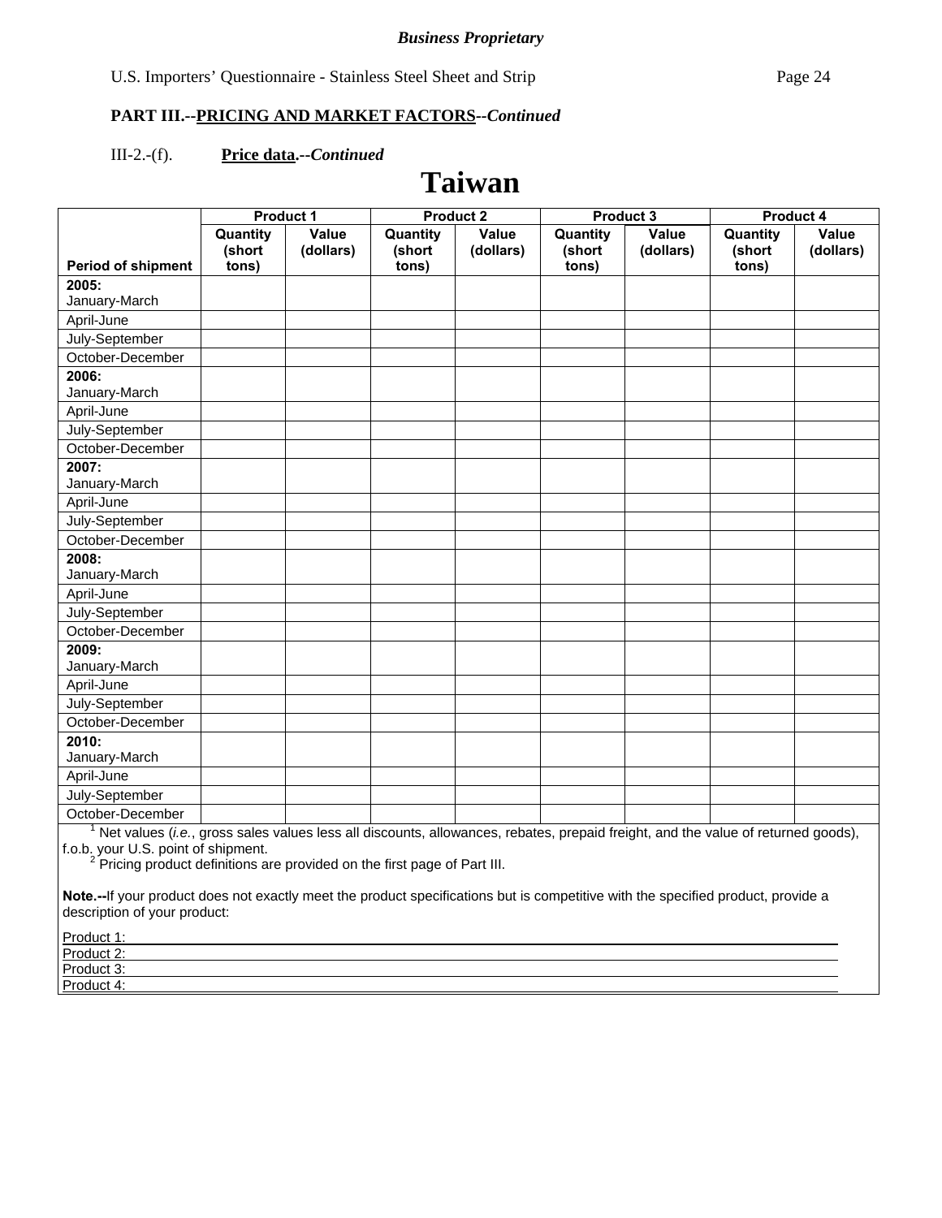**PART III.--PRICING AND MARKET FACTORS--*Continued***

III-2.-(f). **Price data.--*Continued***

# Taiwan

| Period of shipment | Product 1 | | Product 2 | | Product 3 | | Product 4 | |
|---|---|---|---|---|---|---|---|---|
| | Quantity (short tons) | Value (dollars) | Quantity (short tons) | Value (dollars) | Quantity (short tons) | Value (dollars) | Quantity (short tons) | Value (dollars) |
| **2005:** January-March | | | | | | | | |
| April-June | | | | | | | | |
| July-September | | | | | | | | |
| October-December | | | | | | | | |
| **2006:** January-March | | | | | | | | |
| April-June | | | | | | | | |
| July-September | | | | | | | | |
| October-December | | | | | | | | |
| **2007:** January-March | | | | | | | | |
| April-June | | | | | | | | |
| July-September | | | | | | | | |
| October-December | | | | | | | | |
| **2008:** January-March | | | | | | | | |
| April-June | | | | | | | | |
| July-September | | | | | | | | |
| October-December | | | | | | | | |
| **2009:** January-March | | | | | | | | |
| April-June | | | | | | | | |
| July-September | | | | | | | | |
| October-December | | | | | | | | |
| **2010:** January-March | | | | | | | | |
| April-June | | | | | | | | |
| July-September | | | | | | | | |
| October-December | | | | | | | | |

[1] Net values (*i.e.*, gross sales values less all discounts, allowances, rebates, prepaid freight, and the value of returned goods), f.o.b. your U.S. point of shipment.

[2] Pricing product definitions are provided on the first page of Part III.

**Note.--**If your product does not exactly meet the product specifications but is competitive with the specified product, provide a description of your product:

Product 1: \_\_\_\_\_\_\_\_\_\_\_\_\_\_\_\_\_\_\_\_\_\_\_\_\_\_\_\_\_\_\_\_\_\_\_\_\_\_\_\_

Product 2: \_\_\_\_\_\_\_\_\_\_\_\_\_\_\_\_\_\_\_\_\_\_\_\_\_\_\_\_\_\_\_\_\_\_\_\_\_\_\_\_

Product 3: \_\_\_\_\_\_\_\_\_\_\_\_\_\_\_\_\_\_\_\_\_\_\_\_\_\_\_\_\_\_\_\_\_\_\_\_\_\_\_\_

Product 4: \_\_\_\_\_\_\_\_\_\_\_\_\_\_\_\_\_\_\_\_\_\_\_\_\_\_\_\_\_\_\_\_\_\_\_\_\_\_\_\_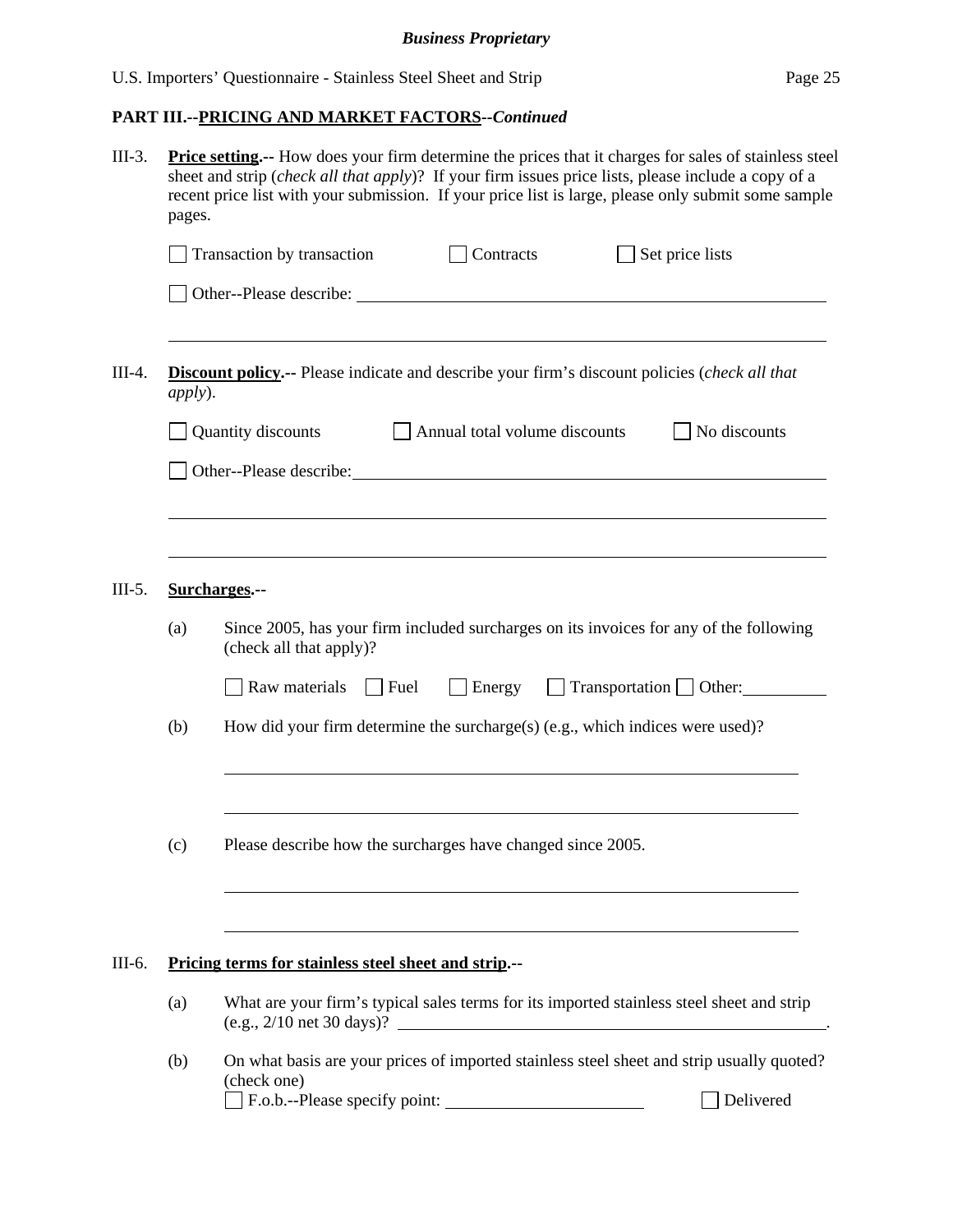**PART III.--PRICING AND MARKET FACTORS--*Continued***

III-3. **Price setting.--** How does your firm determine the prices that it charges for sales of stainless steel sheet and strip (*check all that apply*)? If your firm issues price lists, please include a copy of a recent price list with your submission. If your price list is large, please only submit some sample pages.

☐ Transaction by transaction ☐ Contracts ☐ Set price lists

☐ Other--Please describe: ______________________________________________

______________________________________________

III-4. **Discount policy.--** Please indicate and describe your firm's discount policies (*check all that apply*).

☐ Quantity discounts ☐ Annual total volume discounts ☐ No discounts

☐ Other--Please describe: ______________________________________________

______________________________________________

______________________________________________

III-5. **Surcharges.--**

(a) Since 2005, has your firm included surcharges on its invoices for any of the following (check all that apply)?

☐ Raw materials ☐ Fuel ☐ Energy ☐ Transportation ☐ Other: __________

(b) How did your firm determine the surcharge(s) (e.g., which indices were used)?

______________________________________________

______________________________________________

(c) Please describe how the surcharges have changed since 2005.

______________________________________________

______________________________________________

III-6. **Pricing terms for stainless steel sheet and strip.--**

(a) What are your firm's typical sales terms for its imported stainless steel sheet and strip (e.g., 2/10 net 30 days)? ______________________________________________.

(b) On what basis are your prices of imported stainless steel sheet and strip usually quoted? (check one)

☐ F.o.b.--Please specify point: ______________________ ☐ Delivered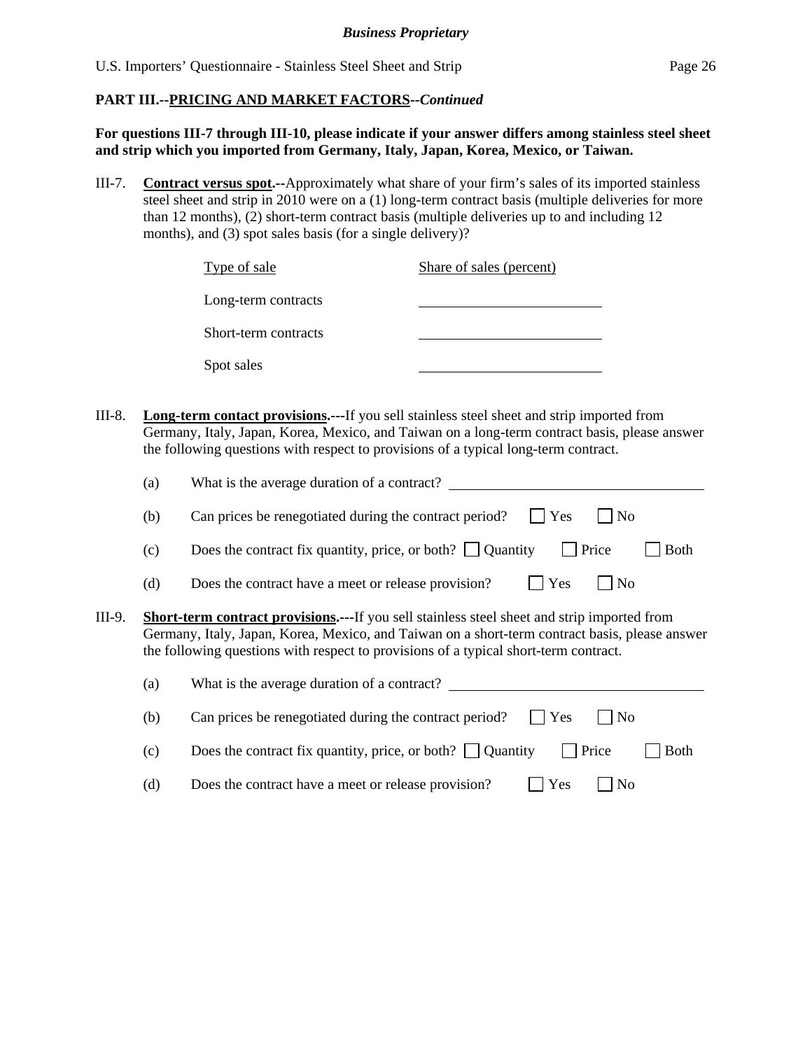**PART III.--PRICING AND MARKET FACTORS--*Continued***

**For questions III-7 through III-10, please indicate if your answer differs among stainless steel sheet and strip which you imported from Germany, Italy, Japan, Korea, Mexico, or Taiwan.**

III-7. **Contract versus spot.--**Approximately what share of your firm's sales of its imported stainless steel sheet and strip in 2010 were on a (1) long-term contract basis (multiple deliveries for more than 12 months), (2) short-term contract basis (multiple deliveries up to and including 12 months), and (3) spot sales basis (for a single delivery)?

| Type of sale | Share of sales (percent) |
| --- | --- |
| Long-term contracts | ______________ |
| Short-term contracts | ______________ |
| Spot sales | ______________ |

III-8. **Long-term contact provisions.---**If you sell stainless steel sheet and strip imported from Germany, Italy, Japan, Korea, Mexico, and Taiwan on a long-term contract basis, please answer the following questions with respect to provisions of a typical long-term contract.

(a) What is the average duration of a contract? ______________

(b) Can prices be renegotiated during the contract period? ☐ Yes ☐ No

(c) Does the contract fix quantity, price, or both? ☐ Quantity ☐ Price ☐ Both

(d) Does the contract have a meet or release provision? ☐ Yes ☐ No

III-9. **Short-term contract provisions.---**If you sell stainless steel sheet and strip imported from Germany, Italy, Japan, Korea, Mexico, and Taiwan on a short-term contract basis, please answer the following questions with respect to provisions of a typical short-term contract.

(a) What is the average duration of a contract? ______________

(b) Can prices be renegotiated during the contract period? ☐ Yes ☐ No

(c) Does the contract fix quantity, price, or both? ☐ Quantity ☐ Price ☐ Both

(d) Does the contract have a meet or release provision? ☐ Yes ☐ No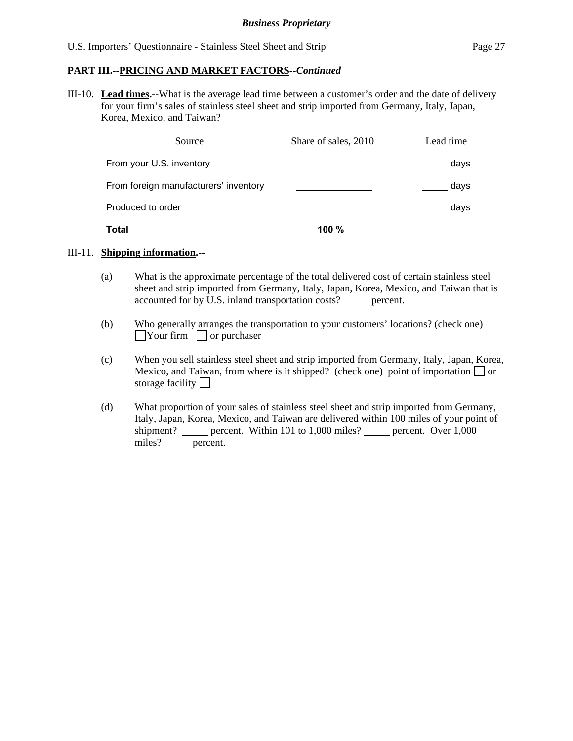**PART III.--PRICING AND MARKET FACTORS--*Continued***

III-10. **Lead times.--**What is the average lead time between a customer's order and the date of delivery for your firm's sales of stainless steel sheet and strip imported from Germany, Italy, Japan, Korea, Mexico, and Taiwan?

| Source | Share of sales, 2010 | Lead time |
|---|---|---|
| From your U.S. inventory | ______________ | _____ days |
| From foreign manufacturers' inventory | ______________ | _____ days |
| Produced to order | ______________ | _____ days |
| **Total** | **100 %** | |

III-11. **Shipping information.--**

(a) What is the approximate percentage of the total delivered cost of certain stainless steel sheet and strip imported from Germany, Italy, Japan, Korea, Mexico, and Taiwan that is accounted for by U.S. inland transportation costs? _____ percent.

(b) Who generally arranges the transportation to your customers' locations? (check one) ☐ Your firm ☐ or purchaser

(c) When you sell stainless steel sheet and strip imported from Germany, Italy, Japan, Korea, Mexico, and Taiwan, from where is it shipped? (check one) point of importation ☐ or storage facility ☐

(d) What proportion of your sales of stainless steel sheet and strip imported from Germany, Italy, Japan, Korea, Mexico, and Taiwan are delivered within 100 miles of your point of shipment? _____ percent. Within 101 to 1,000 miles? _____ percent. Over 1,000 miles? _____ percent.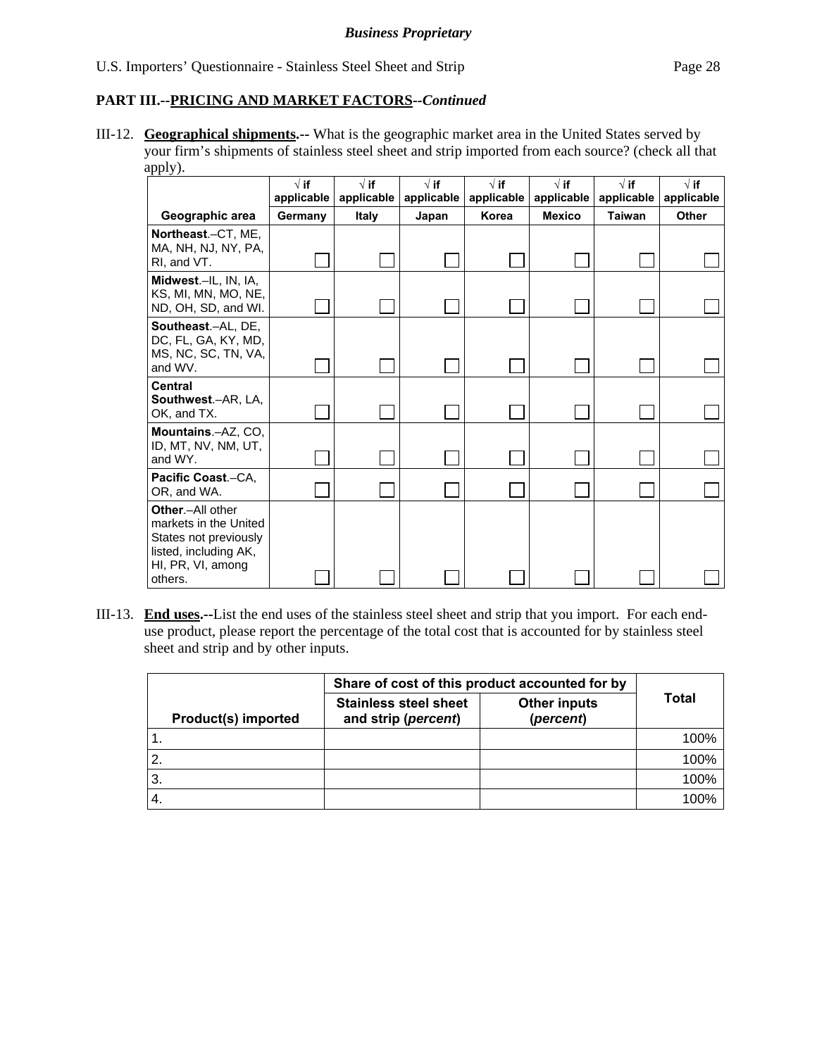**PART III.--PRICING AND MARKET FACTORS--*Continued***

III-12. **Geographical shipments.--** What is the geographic market area in the United States served by your firm's shipments of stainless steel sheet and strip imported from each source? (check all that apply).

| | √ if applicable | √ if applicable | √ if applicable | √ if applicable | √ if applicable | √ if applicable | √ if applicable |
|---|---|---|---|---|---|---|---|
| **Geographic area** | **Germany** | **Italy** | **Japan** | **Korea** | **Mexico** | **Taiwan** | **Other** |
| **Northeast**.–CT, ME, MA, NH, NJ, NY, PA, RI, and VT. | ☐ | ☐ | ☐ | ☐ | ☐ | ☐ | ☐ |
| **Midwest**.–IL, IN, IA, KS, MI, MN, MO, NE, ND, OH, SD, and WI. | ☐ | ☐ | ☐ | ☐ | ☐ | ☐ | ☐ |
| **Southeast**.–AL, DE, DC, FL, GA, KY, MD, MS, NC, SC, TN, VA, and WV. | ☐ | ☐ | ☐ | ☐ | ☐ | ☐ | ☐ |
| **Central Southwest**.–AR, LA, OK, and TX. | ☐ | ☐ | ☐ | ☐ | ☐ | ☐ | ☐ |
| **Mountains**.–AZ, CO, ID, MT, NV, NM, UT, and WY. | ☐ | ☐ | ☐ | ☐ | ☐ | ☐ | ☐ |
| **Pacific Coast**.–CA, OR, and WA. | ☐ | ☐ | ☐ | ☐ | ☐ | ☐ | ☐ |
| **Other**.–All other markets in the United States not previously listed, including AK, HI, PR, VI, among others. | ☐ | ☐ | ☐ | ☐ | ☐ | ☐ | ☐ |

III-13. **End uses.--**List the end uses of the stainless steel sheet and strip that you import. For each end-use product, please report the percentage of the total cost that is accounted for by stainless steel sheet and strip and by other inputs.

| | Share of cost of this product accounted for by | | |
|---|---|---|---|
| **Product(s) imported** | **Stainless steel sheet and strip (*percent*)** | **Other inputs (*percent*)** | **Total** |
| 1. | | | 100% |
| 2. | | | 100% |
| 3. | | | 100% |
| 4. | | | 100% |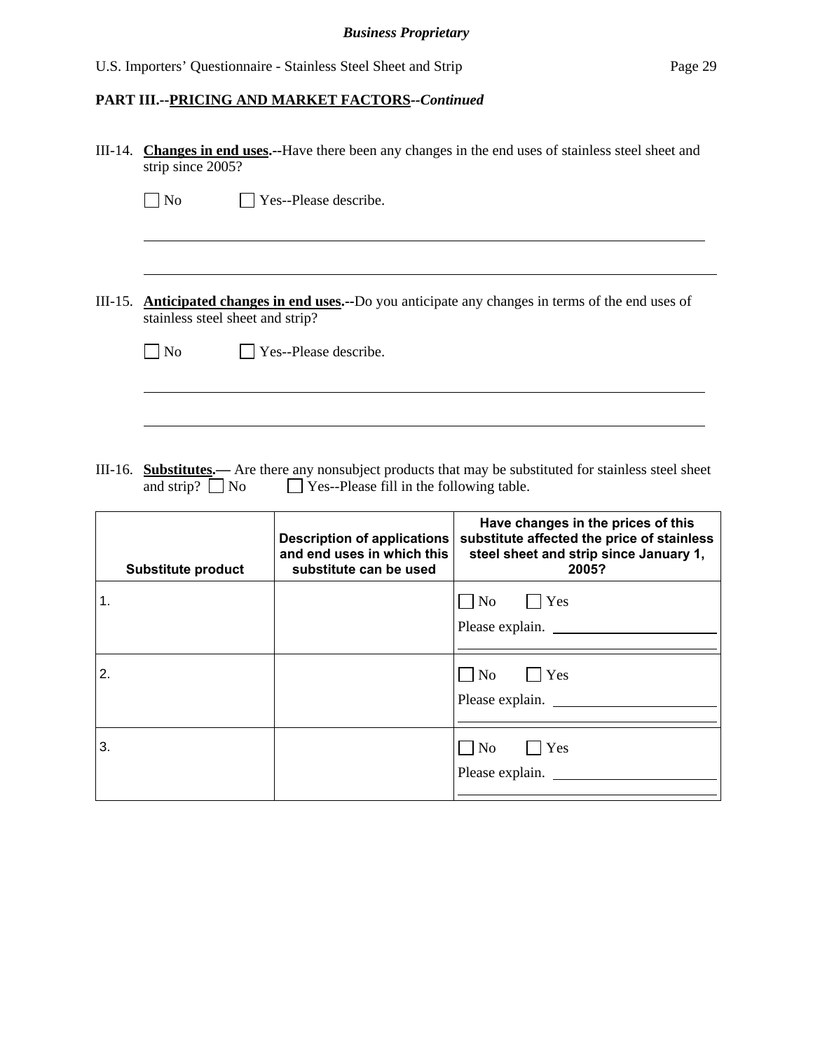**PART III.--PRICING AND MARKET FACTORS--*Continued***

III-14. **Changes in end uses.--**Have there been any changes in the end uses of stainless steel sheet and strip since 2005?

☐ No ☐ Yes--Please describe.

\_\_\_\_\_\_\_\_\_\_\_\_\_\_\_\_\_\_\_\_\_\_\_\_\_\_\_\_\_\_\_\_\_\_\_\_\_\_\_\_\_\_\_\_\_\_\_\_\_\_\_\_\_\_\_\_\_\_\_\_\_\_\_\_\_\_\_\_\_\_\_\_

\_\_\_\_\_\_\_\_\_\_\_\_\_\_\_\_\_\_\_\_\_\_\_\_\_\_\_\_\_\_\_\_\_\_\_\_\_\_\_\_\_\_\_\_\_\_\_\_\_\_\_\_\_\_\_\_\_\_\_\_\_\_\_\_\_\_\_\_\_\_\_\_

III-15. **Anticipated changes in end uses.--**Do you anticipate any changes in terms of the end uses of stainless steel sheet and strip?

☐ No ☐ Yes--Please describe.

\_\_\_\_\_\_\_\_\_\_\_\_\_\_\_\_\_\_\_\_\_\_\_\_\_\_\_\_\_\_\_\_\_\_\_\_\_\_\_\_\_\_\_\_\_\_\_\_\_\_\_\_\_\_\_\_\_\_\_\_\_\_\_\_\_\_\_\_\_\_\_\_

\_\_\_\_\_\_\_\_\_\_\_\_\_\_\_\_\_\_\_\_\_\_\_\_\_\_\_\_\_\_\_\_\_\_\_\_\_\_\_\_\_\_\_\_\_\_\_\_\_\_\_\_\_\_\_\_\_\_\_\_\_\_\_\_\_\_\_\_\_\_\_\_

III-16. **Substitutes.—** Are there any nonsubject products that may be substituted for stainless steel sheet and strip? ☐ No ☐ Yes--Please fill in the following table.

| Substitute product | Description of applications and end uses in which this substitute can be used | Have changes in the prices of this substitute affected the price of stainless steel sheet and strip since January 1, 2005? |
|---|---|---|
| 1. | | ☐ No ☐ Yes<br>Please explain. \_\_\_\_\_\_\_\_\_\_\_\_\_\_\_\_ |
| 2. | | ☐ No ☐ Yes<br>Please explain. \_\_\_\_\_\_\_\_\_\_\_\_\_\_\_\_ |
| 3. | | ☐ No ☐ Yes<br>Please explain. \_\_\_\_\_\_\_\_\_\_\_\_\_\_\_\_ |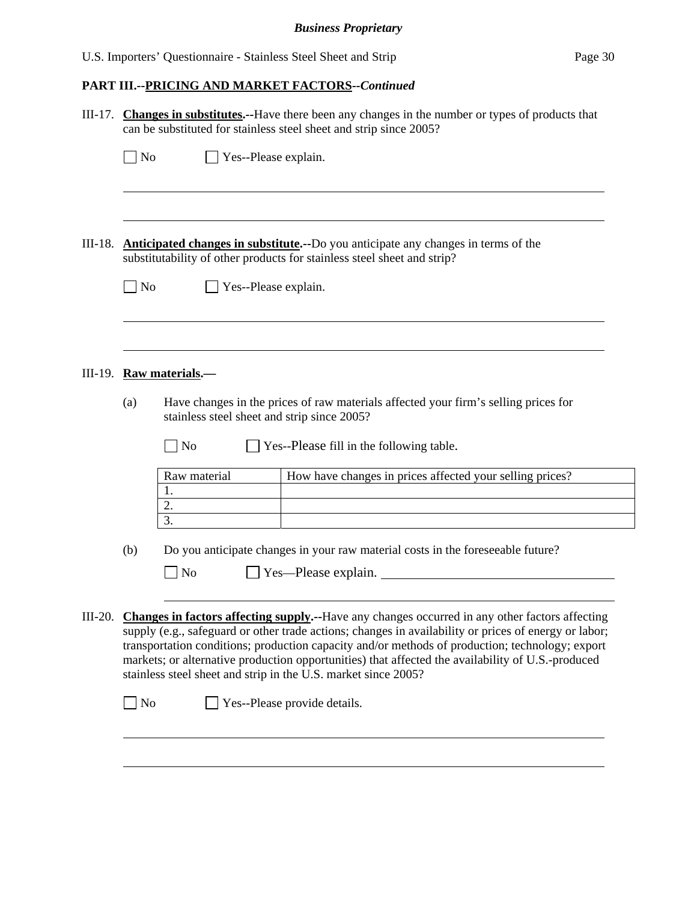## PART III.--PRICING AND MARKET FACTORS--*Continued*

III-17. **Changes in substitutes.**--Have there been any changes in the number or types of products that can be substituted for stainless steel sheet and strip since 2005?

☐ No ☐ Yes--Please explain.

III-18. **Anticipated changes in substitute.**--Do you anticipate any changes in terms of the substitutability of other products for stainless steel sheet and strip?

☐ No ☐ Yes--Please explain.

III-19. **Raw materials.**—

(a) Have changes in the prices of raw materials affected your firm's selling prices for stainless steel sheet and strip since 2005?

☐ No ☐ Yes--Please fill in the following table.

| Raw material | How have changes in prices affected your selling prices? |
|---|---|
| 1. | |
| 2. | |
| 3. | |

(b) Do you anticipate changes in your raw material costs in the foreseeable future?

☐ No ☐ Yes—Please explain.

III-20. **Changes in factors affecting supply.**--Have any changes occurred in any other factors affecting supply (e.g., safeguard or other trade actions; changes in availability or prices of energy or labor; transportation conditions; production capacity and/or methods of production; technology; export markets; or alternative production opportunities) that affected the availability of U.S.-produced stainless steel sheet and strip in the U.S. market since 2005?

☐ No ☐ Yes--Please provide details.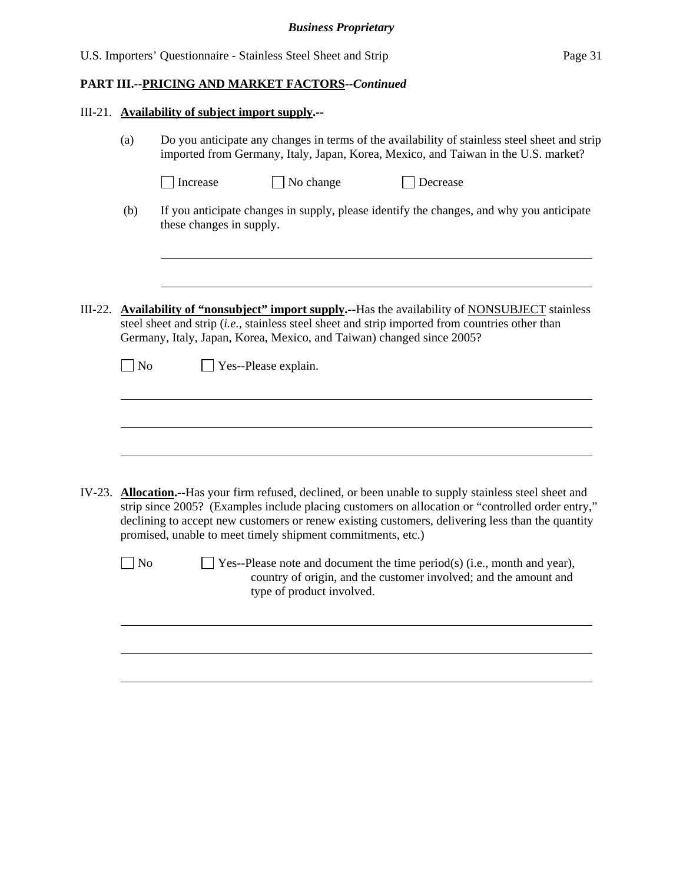**PART III.--PRICING AND MARKET FACTORS--*Continued***

III-21. **Availability of subject import supply.--**

(a) Do you anticipate any changes in terms of the availability of stainless steel sheet and strip imported from Germany, Italy, Japan, Korea, Mexico, and Taiwan in the U.S. market?

☐ Increase ☐ No change ☐ Decrease

(b) If you anticipate changes in supply, please identify the changes, and why you anticipate these changes in supply.

______________________________________________________________________

______________________________________________________________________

III-22. **Availability of "nonsubject" import supply.--**Has the availability of NONSUBJECT stainless steel sheet and strip (*i.e.*, stainless steel sheet and strip imported from countries other than Germany, Italy, Japan, Korea, Mexico, and Taiwan) changed since 2005?

☐ No ☐ Yes--Please explain.

______________________________________________________________________

______________________________________________________________________

______________________________________________________________________

IV-23. **Allocation.--**Has your firm refused, declined, or been unable to supply stainless steel sheet and strip since 2005? (Examples include placing customers on allocation or "controlled order entry," declining to accept new customers or renew existing customers, delivering less than the quantity promised, unable to meet timely shipment commitments, etc.)

☐ No ☐ Yes--Please note and document the time period(s) (i.e., month and year), country of origin, and the customer involved; and the amount and type of product involved.

______________________________________________________________________

______________________________________________________________________

______________________________________________________________________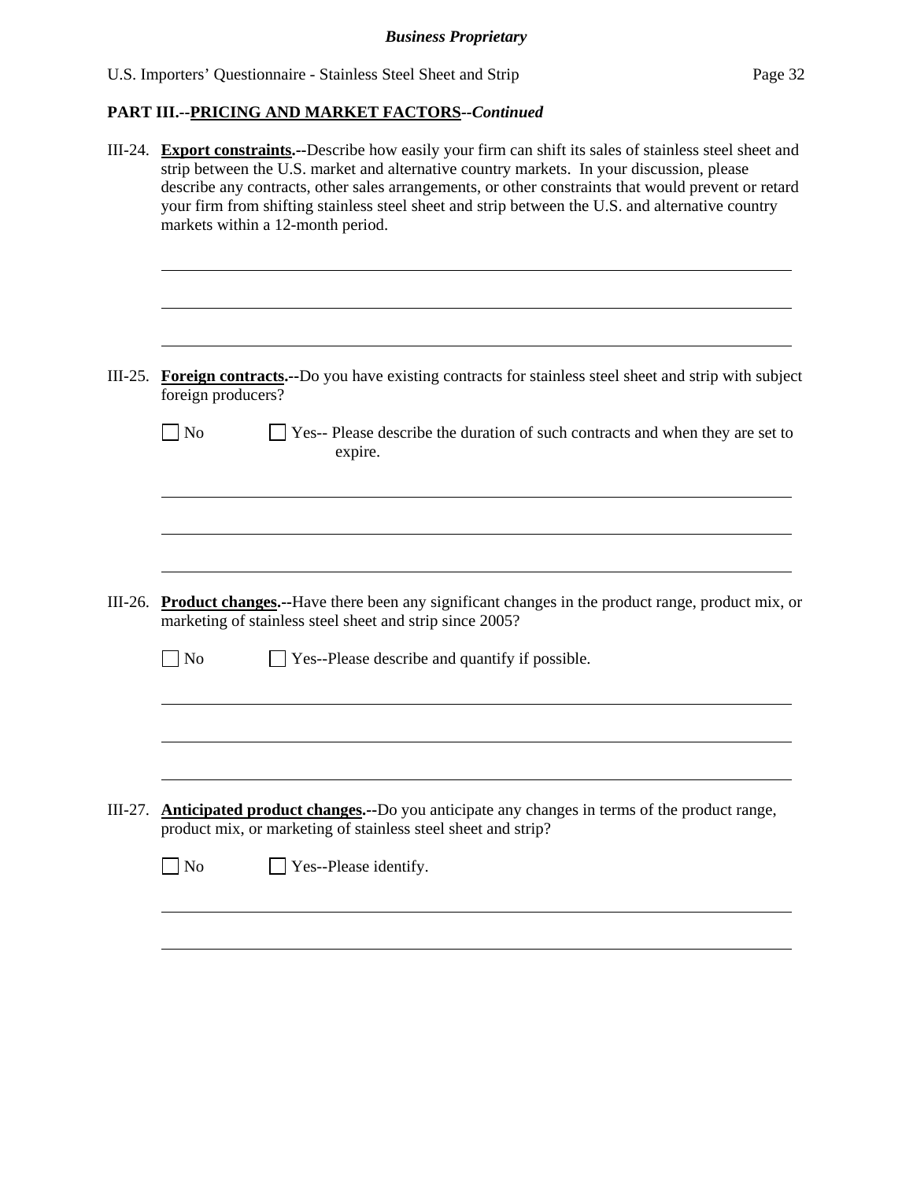## PART III.--PRICING AND MARKET FACTORS--*Continued*

III-24. **Export constraints.**--Describe how easily your firm can shift its sales of stainless steel sheet and strip between the U.S. market and alternative country markets. In your discussion, please describe any contracts, other sales arrangements, or other constraints that would prevent or retard your firm from shifting stainless steel sheet and strip between the U.S. and alternative country markets within a 12-month period.

III-25. **Foreign contracts.**--Do you have existing contracts for stainless steel sheet and strip with subject foreign producers?

☐ No ☐ Yes-- Please describe the duration of such contracts and when they are set to expire.

III-26. **Product changes.**--Have there been any significant changes in the product range, product mix, or marketing of stainless steel sheet and strip since 2005?

☐ No ☐ Yes--Please describe and quantify if possible.

III-27. **Anticipated product changes.**--Do you anticipate any changes in terms of the product range, product mix, or marketing of stainless steel sheet and strip?

☐ No ☐ Yes--Please identify.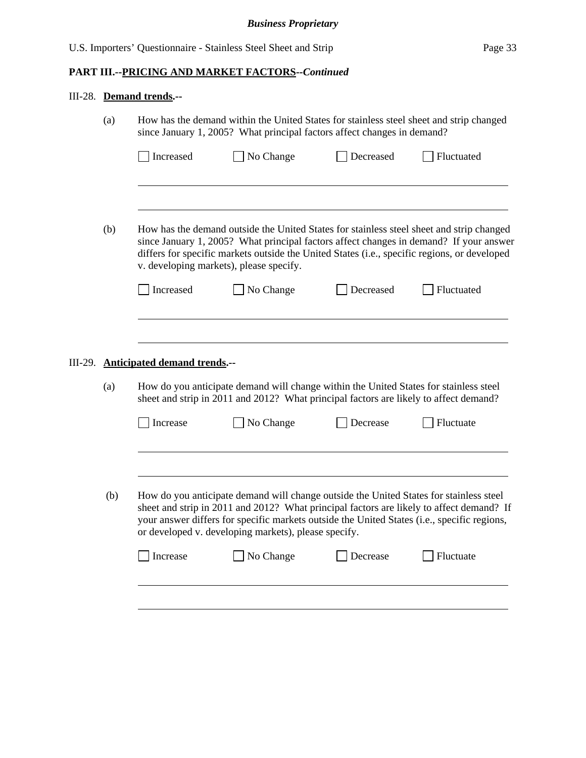**PART III.--PRICING AND MARKET FACTORS--*Continued***

III-28. **Demand trends.--**

(a) How has the demand within the United States for stainless steel sheet and strip changed since January 1, 2005? What principal factors affect changes in demand?

☐ Increased ☐ No Change ☐ Decreased ☐ Fluctuated

___________________________________________________________________________

___________________________________________________________________________

(b) How has the demand outside the United States for stainless steel sheet and strip changed since January 1, 2005? What principal factors affect changes in demand? If your answer differs for specific markets outside the United States (i.e., specific regions, or developed v. developing markets), please specify.

☐ Increased ☐ No Change ☐ Decreased ☐ Fluctuated

___________________________________________________________________________

___________________________________________________________________________

III-29. **Anticipated demand trends.--**

(a) How do you anticipate demand will change within the United States for stainless steel sheet and strip in 2011 and 2012? What principal factors are likely to affect demand?

☐ Increase ☐ No Change ☐ Decrease ☐ Fluctuate

___________________________________________________________________________

___________________________________________________________________________

(b) How do you anticipate demand will change outside the United States for stainless steel sheet and strip in 2011 and 2012? What principal factors are likely to affect demand? If your answer differs for specific markets outside the United States (i.e., specific regions, or developed v. developing markets), please specify.

☐ Increase ☐ No Change ☐ Decrease ☐ Fluctuate

___________________________________________________________________________

___________________________________________________________________________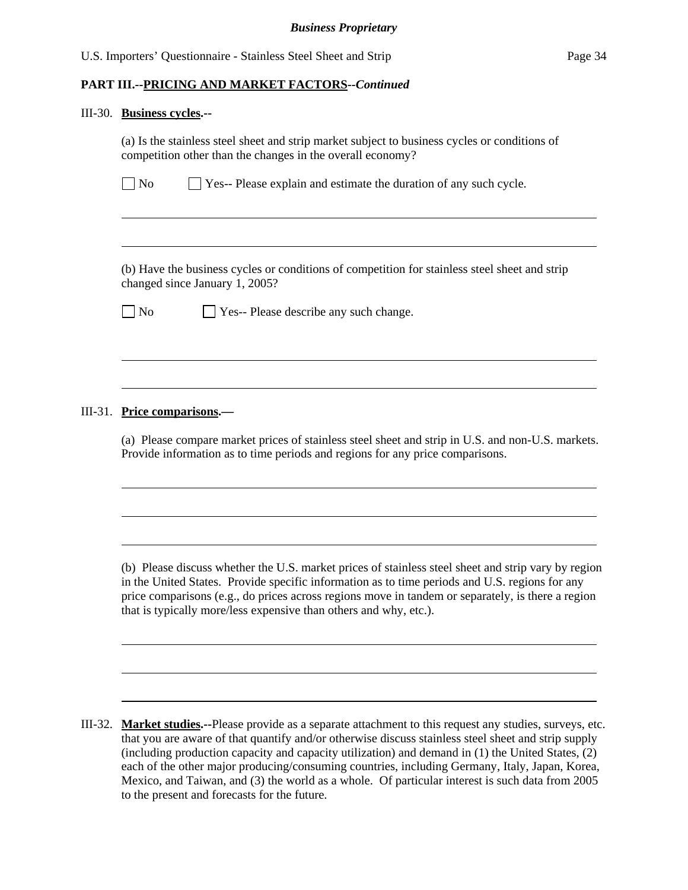**Business Proprietary**

**PART III.--PRICING AND MARKET FACTORS--*Continued***

III-30. **Business cycles.**--

(a) Is the stainless steel sheet and strip market subject to business cycles or conditions of competition other than the changes in the overall economy?

☐ No ☐ Yes-- Please explain and estimate the duration of any such cycle.

(b) Have the business cycles or conditions of competition for stainless steel sheet and strip changed since January 1, 2005?

☐ No ☐ Yes-- Please describe any such change.

III-31. **Price comparisons.**—

(a) Please compare market prices of stainless steel sheet and strip in U.S. and non-U.S. markets. Provide information as to time periods and regions for any price comparisons.

(b) Please discuss whether the U.S. market prices of stainless steel sheet and strip vary by region in the United States. Provide specific information as to time periods and U.S. regions for any price comparisons (e.g., do prices across regions move in tandem or separately, is there a region that is typically more/less expensive than others and why, etc.).

III-32. **Market studies.**--Please provide as a separate attachment to this request any studies, surveys, etc. that you are aware of that quantify and/or otherwise discuss stainless steel sheet and strip supply (including production capacity and capacity utilization) and demand in (1) the United States, (2) each of the other major producing/consuming countries, including Germany, Italy, Japan, Korea, Mexico, and Taiwan, and (3) the world as a whole. Of particular interest is such data from 2005 to the present and forecasts for the future.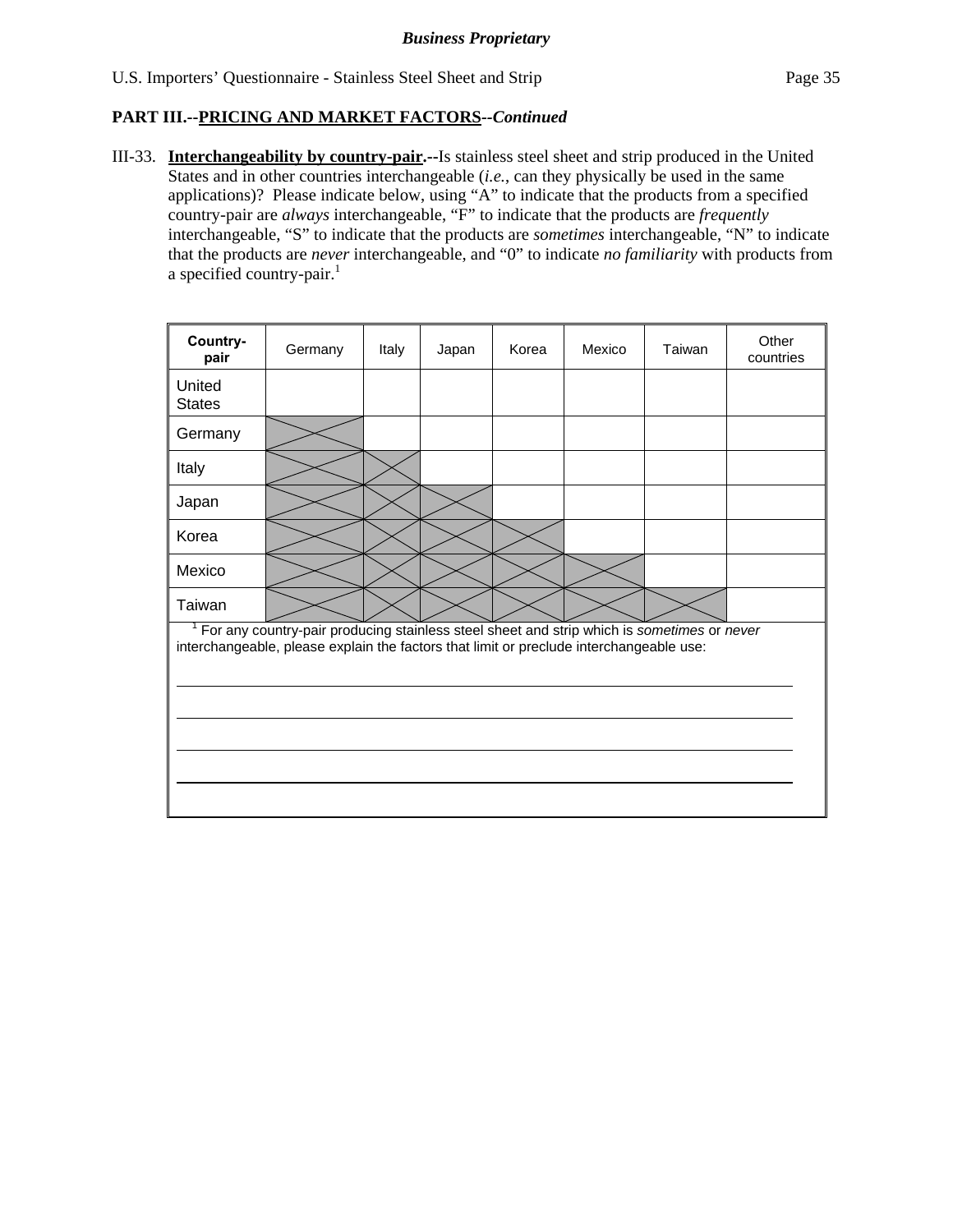**Business Proprietary**

U.S. Importers' Questionnaire - Stainless Steel Sheet and Strip

## PART III.--PRICING AND MARKET FACTORS--*Continued*

III-33. **Interchangeability by country-pair.--**Is stainless steel sheet and strip produced in the United States and in other countries interchangeable (*i.e.*, can they physically be used in the same applications)? Please indicate below, using "A" to indicate that the products from a specified country-pair are *always* interchangeable, "F" to indicate that the products are *frequently* interchangeable, "S" to indicate that the products are *sometimes* interchangeable, "N" to indicate that the products are *never* interchangeable, and "0" to indicate *no familiarity* with products from a specified country-pair.[1]

| Country-pair | Germany | Italy | Japan | Korea | Mexico | Taiwan | Other countries |
|---|---|---|---|---|---|---|---|
| United States | | | | | | | |
| Germany | X | | | | | | |
| Italy | X | X | | | | | |
| Japan | X | X | X | | | | |
| Korea | X | X | X | X | | | |
| Mexico | X | X | X | X | X | | |
| Taiwan | X | X | X | X | X | X | |

[1] For any country-pair producing stainless steel sheet and strip which is *sometimes* or *never* interchangeable, please explain the factors that limit or preclude interchangeable use:

______________________________________________________________________

______________________________________________________________________

______________________________________________________________________

______________________________________________________________________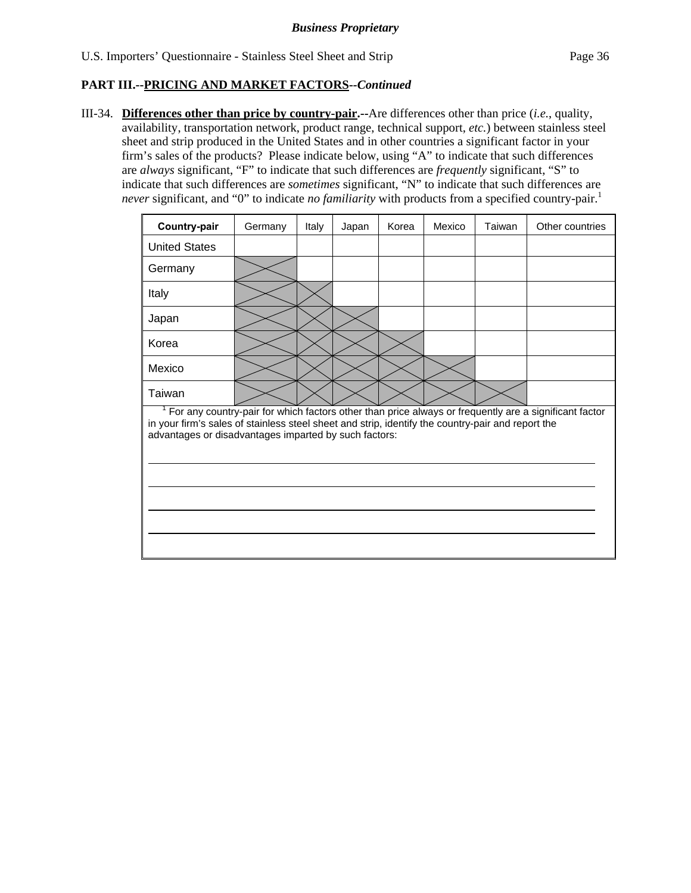**Business Proprietary**

U.S. Importers' Questionnaire - Stainless Steel Sheet and Strip

## PART III.--PRICING AND MARKET FACTORS--*Continued*

III-34. **Differences other than price by country-pair.**--Are differences other than price (*i.e.*, quality, availability, transportation network, product range, technical support, *etc.*) between stainless steel sheet and strip produced in the United States and in other countries a significant factor in your firm's sales of the products? Please indicate below, using "A" to indicate that such differences are *always* significant, "F" to indicate that such differences are *frequently* significant, "S" to indicate that such differences are *sometimes* significant, "N" to indicate that such differences are *never* significant, and "0" to indicate *no familiarity* with products from a specified country-pair.[1]

| Country-pair | Germany | Italy | Japan | Korea | Mexico | Taiwan | Other countries |
|---|---|---|---|---|---|---|---|
| United States | | | | | | | |
| Germany | X | | | | | | |
| Italy | X | X | | | | | |
| Japan | X | X | X | | | | |
| Korea | X | X | X | X | | | |
| Mexico | X | X | X | X | X | | |
| Taiwan | X | X | X | X | X | X | |

[1] For any country-pair for which factors other than price always or frequently are a significant factor in your firm's sales of stainless steel sheet and strip, identify the country-pair and report the advantages or disadvantages imparted by such factors:

\_\_\_\_\_\_\_\_\_\_\_\_\_\_\_\_\_\_\_\_\_\_\_\_\_\_\_\_\_\_\_\_\_\_\_\_\_\_\_\_\_\_\_\_\_\_\_\_\_\_\_\_\_\_\_\_\_\_\_\_\_\_\_\_\_\_\_\_\_\_\_\_

\_\_\_\_\_\_\_\_\_\_\_\_\_\_\_\_\_\_\_\_\_\_\_\_\_\_\_\_\_\_\_\_\_\_\_\_\_\_\_\_\_\_\_\_\_\_\_\_\_\_\_\_\_\_\_\_\_\_\_\_\_\_\_\_\_\_\_\_\_\_\_\_

\_\_\_\_\_\_\_\_\_\_\_\_\_\_\_\_\_\_\_\_\_\_\_\_\_\_\_\_\_\_\_\_\_\_\_\_\_\_\_\_\_\_\_\_\_\_\_\_\_\_\_\_\_\_\_\_\_\_\_\_\_\_\_\_\_\_\_\_\_\_\_\_

\_\_\_\_\_\_\_\_\_\_\_\_\_\_\_\_\_\_\_\_\_\_\_\_\_\_\_\_\_\_\_\_\_\_\_\_\_\_\_\_\_\_\_\_\_\_\_\_\_\_\_\_\_\_\_\_\_\_\_\_\_\_\_\_\_\_\_\_\_\_\_\_